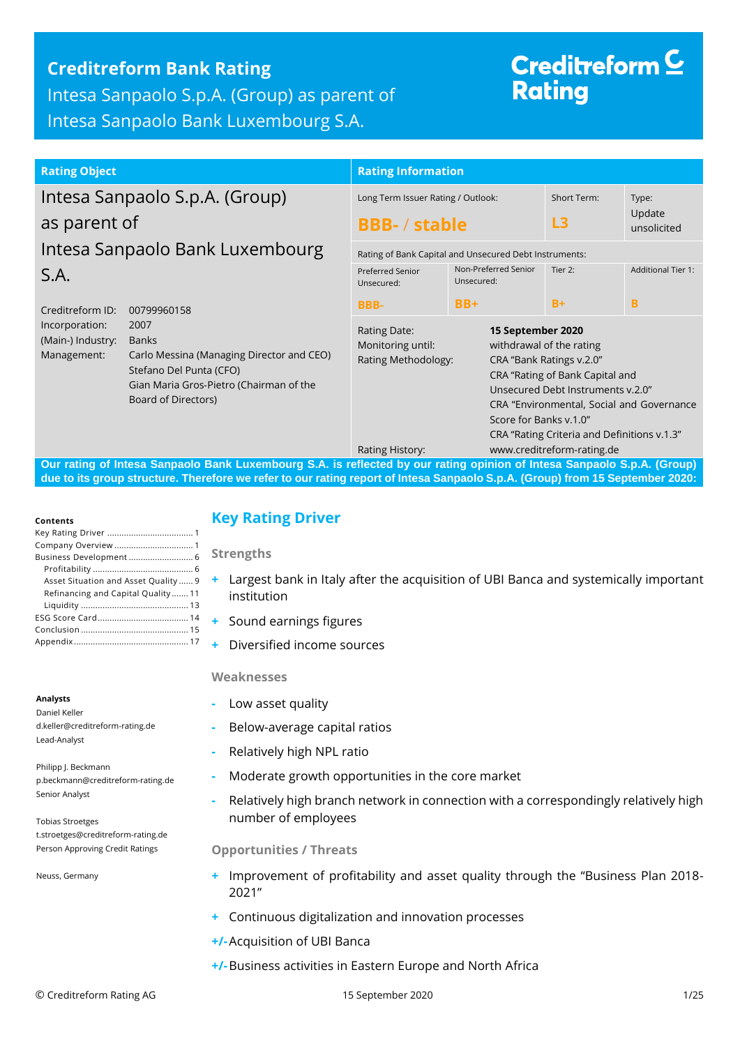# Creditreform Bank Rating

Intesa Sanpaolo S.p.A. (Group) as parent of Intesa Sanpaolo Bank Luxembourg S.A.

Creditreform Rating

| Rating Object | |
|---|---|
| **Intesa Sanpaolo S.p.A. (Group) as parent of Intesa Sanpaolo Bank Luxembourg S.A.** | |
| Creditreform ID: | 00799960158 |
| Incorporation: | 2007 |
| (Main-) Industry: | Banks |
| Management: | Carlo Messina (Managing Director and CEO)<br>Stefano Del Punta (CFO)<br>Gian Maria Gros-Pietro (Chairman of the Board of Directors) |

**Rating Information**

| Long Term Issuer Rating / Outlook: | | Short Term: | Type: |
|---|---|---|---|
| **BBB- / stable** | | **L3** | Update unsolicited |

Rating of Bank Capital and Unsecured Debt Instruments:

| Preferred Senior Unsecured: | Non-Preferred Senior Unsecured: | Tier 2: | Additional Tier 1: |
|---|---|---|---|
| **BBB-** | **BB+** | **B+** | **B** |

| | |
|---|---|
| Rating Date: | **15 September 2020** |
| Monitoring until: | withdrawal of the rating |
| Rating Methodology: | CRA "Bank Ratings v.2.0"<br>CRA "Rating of Bank Capital and Unsecured Debt Instruments v.2.0"<br>CRA "Environmental, Social and Governance Score for Banks v.1.0"<br>CRA "Rating Criteria and Definitions v.1.3" |
| Rating History: | www.creditreform-rating.de |

**Our rating of Intesa Sanpaolo Bank Luxembourg S.A. is reflected by our rating opinion of Intesa Sanpaolo S.p.A. (Group) due to its group structure. Therefore we refer to our rating report of Intesa Sanpaolo S.p.A. (Group) from 15 September 2020:**

**Contents**

- Key Rating Driver ... 1
- Company Overview ... 1
- Business Development ... 6
  - Profitability ... 6
  - Asset Situation and Asset Quality ... 9
  - Refinancing and Capital Quality ... 11
  - Liquidity ... 13
- ESG Score Card ... 14
- Conclusion ... 15
- Appendix ... 17

**Analysts**

Daniel Keller
d.keller@creditreform-rating.de
Lead-Analyst

Philipp J. Beckmann
p.beckmann@creditreform-rating.de
Senior Analyst

Tobias Stroetges
t.stroetges@creditreform-rating.de
Person Approving Credit Ratings

Neuss, Germany

## Key Rating Driver

### Strengths

+ Largest bank in Italy after the acquisition of UBI Banca and systemically important institution
+ Sound earnings figures
+ Diversified income sources

### Weaknesses

- Low asset quality
- Below-average capital ratios
- Relatively high NPL ratio
- Moderate growth opportunities in the core market
- Relatively high branch network in connection with a correspondingly relatively high number of employees

### Opportunities / Threats

+ Improvement of profitability and asset quality through the "Business Plan 2018-2021"
+ Continuous digitalization and innovation processes

+/- Acquisition of UBI Banca

+/- Business activities in Eastern Europe and North Africa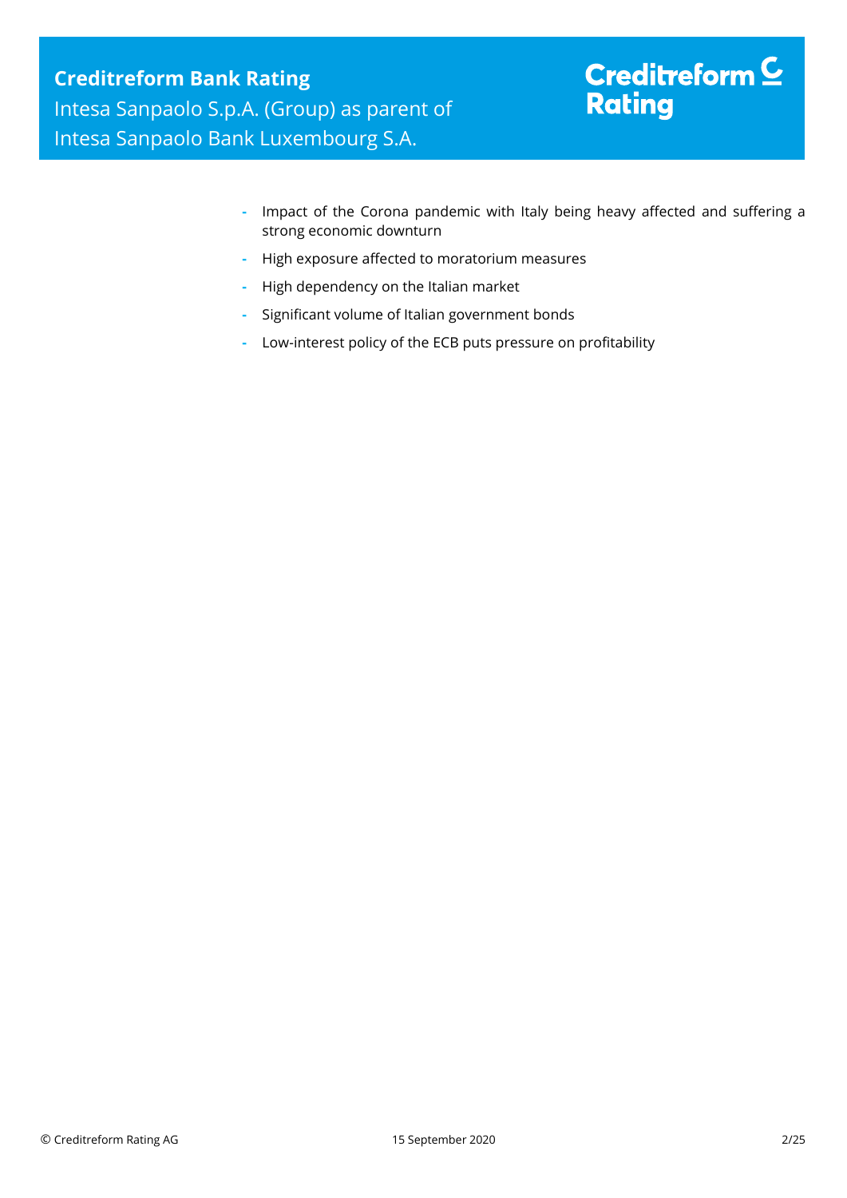- Impact of the Corona pandemic with Italy being heavy affected and suffering a strong economic downturn
- High exposure affected to moratorium measures
- High dependency on the Italian market
- Significant volume of Italian government bonds
- Low-interest policy of the ECB puts pressure on profitability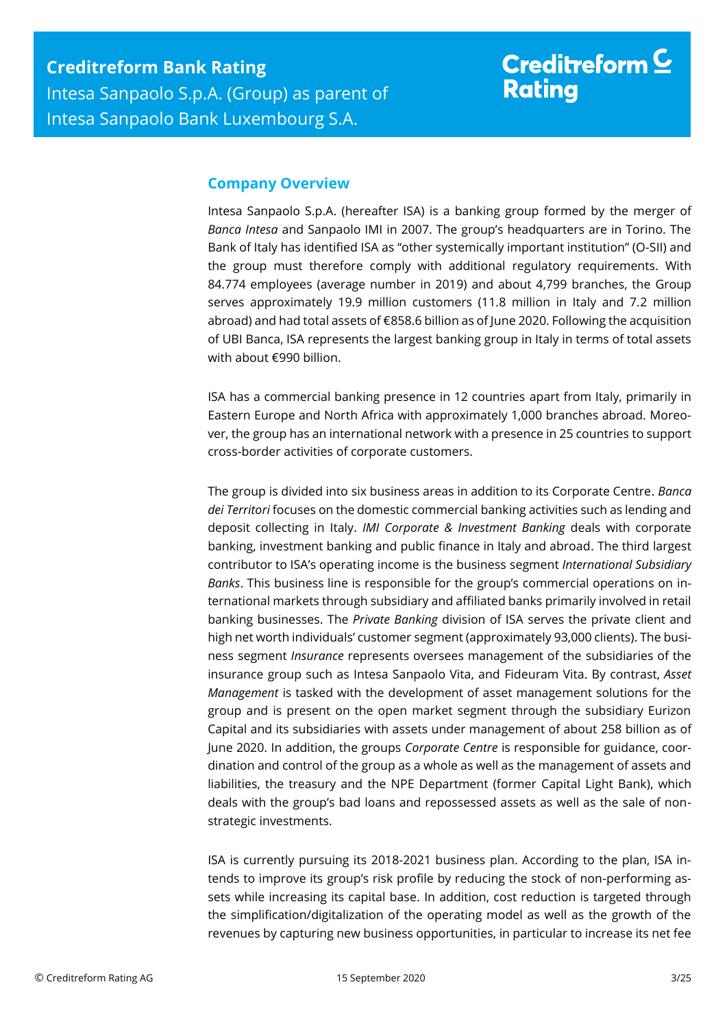## Company Overview

Intesa Sanpaolo S.p.A. (hereafter ISA) is a banking group formed by the merger of *Banca Intesa* and Sanpaolo IMI in 2007. The group's headquarters are in Torino. The Bank of Italy has identified ISA as "other systemically important institution" (O-SII) and the group must therefore comply with additional regulatory requirements. With 84.774 employees (average number in 2019) and about 4,799 branches, the Group serves approximately 19.9 million customers (11.8 million in Italy and 7.2 million abroad) and had total assets of €858.6 billion as of June 2020. Following the acquisition of UBI Banca, ISA represents the largest banking group in Italy in terms of total assets with about €990 billion.

ISA has a commercial banking presence in 12 countries apart from Italy, primarily in Eastern Europe and North Africa with approximately 1,000 branches abroad. Moreover, the group has an international network with a presence in 25 countries to support cross-border activities of corporate customers.

The group is divided into six business areas in addition to its Corporate Centre. *Banca dei Territori* focuses on the domestic commercial banking activities such as lending and deposit collecting in Italy. *IMI Corporate & Investment Banking* deals with corporate banking, investment banking and public finance in Italy and abroad. The third largest contributor to ISA's operating income is the business segment *International Subsidiary Banks*. This business line is responsible for the group's commercial operations on international markets through subsidiary and affiliated banks primarily involved in retail banking businesses. The *Private Banking* division of ISA serves the private client and high net worth individuals' customer segment (approximately 93,000 clients). The business segment *Insurance* represents oversees management of the subsidiaries of the insurance group such as Intesa Sanpaolo Vita, and Fideuram Vita. By contrast, *Asset Management* is tasked with the development of asset management solutions for the group and is present on the open market segment through the subsidiary Eurizon Capital and its subsidiaries with assets under management of about 258 billion as of June 2020. In addition, the groups *Corporate Centre* is responsible for guidance, coordination and control of the group as a whole as well as the management of assets and liabilities, the treasury and the NPE Department (former Capital Light Bank), which deals with the group's bad loans and repossessed assets as well as the sale of non-strategic investments.

ISA is currently pursuing its 2018-2021 business plan. According to the plan, ISA intends to improve its group's risk profile by reducing the stock of non-performing assets while increasing its capital base. In addition, cost reduction is targeted through the simplification/digitalization of the operating model as well as the growth of the revenues by capturing new business opportunities, in particular to increase its net fee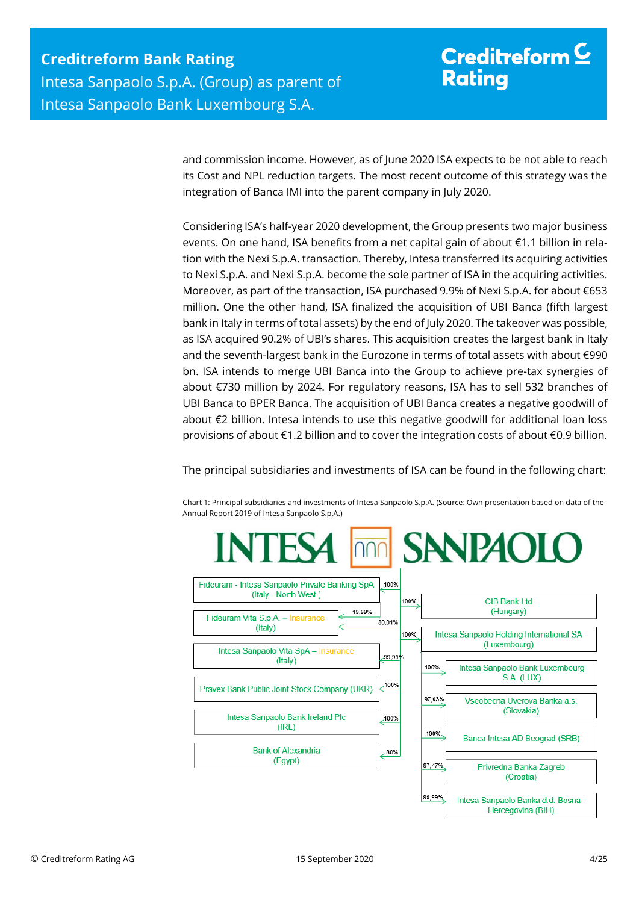and commission income. However, as of June 2020 ISA expects to be not able to reach its Cost and NPL reduction targets. The most recent outcome of this strategy was the integration of Banca IMI into the parent company in July 2020.

Considering ISA's half-year 2020 development, the Group presents two major business events. On one hand, ISA benefits from a net capital gain of about €1.1 billion in relation with the Nexi S.p.A. transaction. Thereby, Intesa transferred its acquiring activities to Nexi S.p.A. and Nexi S.p.A. become the sole partner of ISA in the acquiring activities. Moreover, as part of the transaction, ISA purchased 9.9% of Nexi S.p.A. for about €653 million. One the other hand, ISA finalized the acquisition of UBI Banca (fifth largest bank in Italy in terms of total assets) by the end of July 2020. The takeover was possible, as ISA acquired 90.2% of UBI's shares. This acquisition creates the largest bank in Italy and the seventh-largest bank in the Eurozone in terms of total assets with about €990 bn. ISA intends to merge UBI Banca into the Group to achieve pre-tax synergies of about €730 million by 2024. For regulatory reasons, ISA has to sell 532 branches of UBI Banca to BPER Banca. The acquisition of UBI Banca creates a negative goodwill of about €2 billion. Intesa intends to use this negative goodwill for additional loan loss provisions of about €1.2 billion and to cover the integration costs of about €0.9 billion.

The principal subsidiaries and investments of ISA can be found in the following chart:

Chart 1: Principal subsidiaries and investments of Intesa Sanpaolo S.p.A. (Source: Own presentation based on data of the Annual Report 2019 of Intesa Sanpaolo S.p.A.)

**INTESA SANPAOLO**

- Fideuram - Intesa Sanpaolo Private Banking SpA (Italy - North West) – 100%
  - Fideuram Vita S.p.A. – Insurance (Italy) – 19,99%
- Fideuram Vita S.p.A. – Insurance (Italy) – 80,01%
- Intesa Sanpaolo Vita SpA – Insurance (Italy) – 99,99%
- Pravex Bank Public Joint-Stock Company (UKR) – 100%
- Intesa Sanpaolo Bank Ireland Plc (IRL) – 100%
- Bank of Alexandria (Egypt) – 80%
- CIB Bank Ltd (Hungary) – 100%
- Intesa Sanpaolo Holding International SA (Luxembourg) – 100%
  - Intesa Sanpaolo Bank Luxembourg S.A. (LUX) – 100%
  - Vseobecna Uverova Banka a.s. (Slovakia) – 97,03%
  - Banca Intesa AD Beograd (SRB) – 100%
  - Privredna Banka Zagreb (Croatia) – 97,47%
  - Intesa Sanpaolo Banka d.d. Bosna I Hercegovina (BIH) – 99,99%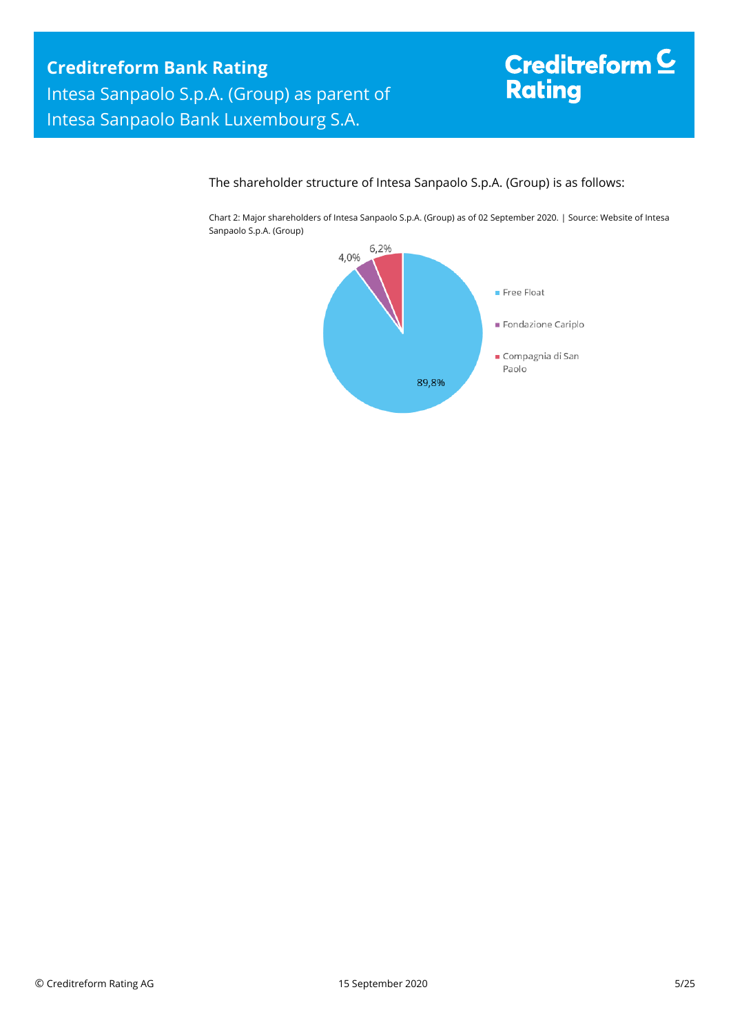The shareholder structure of Intesa Sanpaolo S.p.A. (Group) is as follows:

Chart 2: Major shareholders of Intesa Sanpaolo S.p.A. (Group) as of 02 September 2020. | Source: Website of Intesa Sanpaolo S.p.A. (Group)

| Shareholder | Share |
| --- | --- |
| Free Float | 89,8% |
| Fondazione Cariplo | 4,0% |
| Compagnia di San Paolo | 6,2% |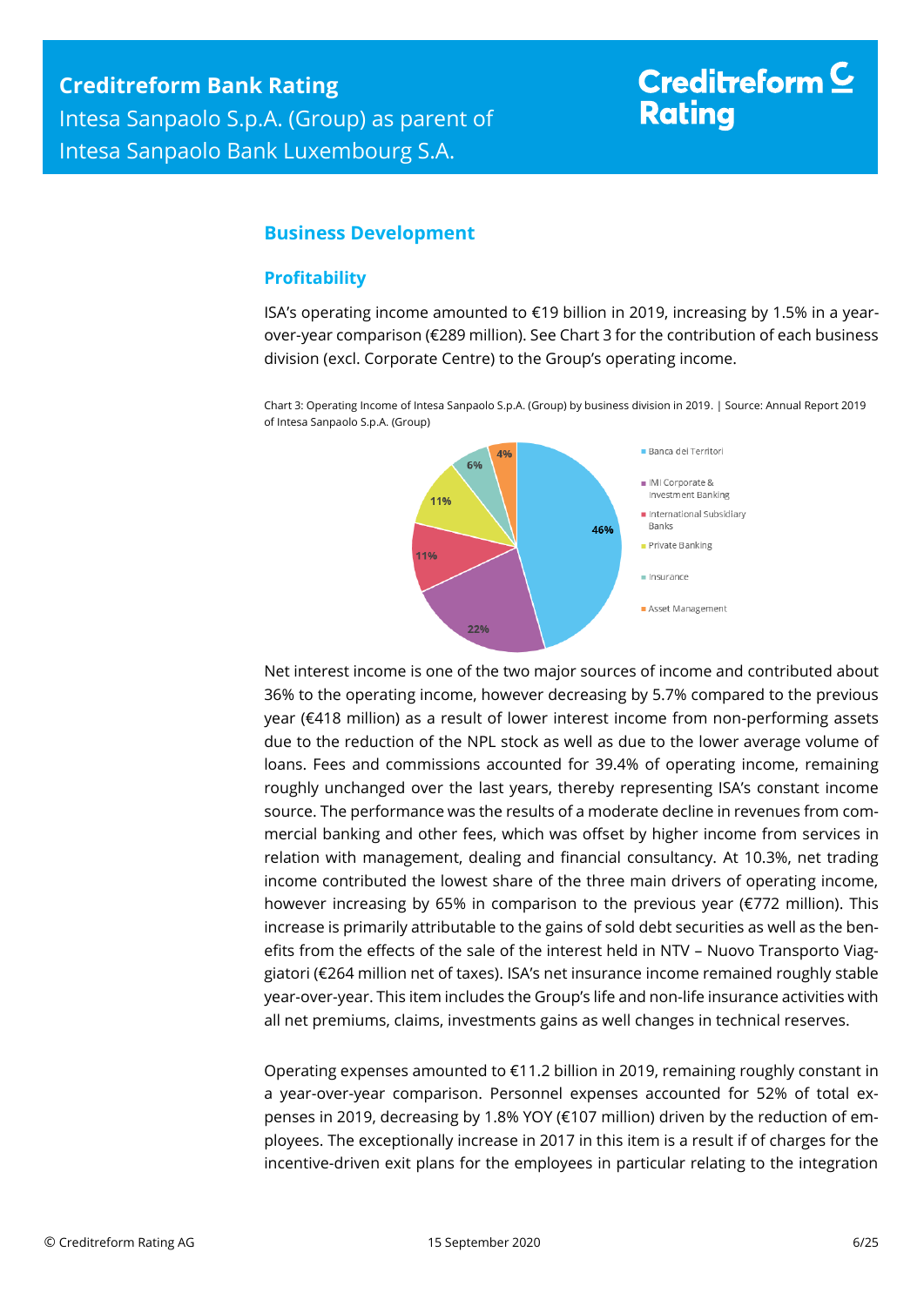## Business Development

### Profitability

ISA's operating income amounted to €19 billion in 2019, increasing by 1.5% in a year-over-year comparison (€289 million). See Chart 3 for the contribution of each business division (excl. Corporate Centre) to the Group's operating income.

Chart 3: Operating Income of Intesa Sanpaolo S.p.A. (Group) by business division in 2019. | Source: Annual Report 2019 of Intesa Sanpaolo S.p.A. (Group)

| Business division | Share |
|---|---|
| Banca dei Territori | 46% |
| IMI Corporate & Investment Banking | 22% |
| International Subsidiary Banks | 11% |
| Private Banking | 11% |
| Insurance | 6% |
| Asset Management | 4% |

Net interest income is one of the two major sources of income and contributed about 36% to the operating income, however decreasing by 5.7% compared to the previous year (€418 million) as a result of lower interest income from non-performing assets due to the reduction of the NPL stock as well as due to the lower average volume of loans. Fees and commissions accounted for 39.4% of operating income, remaining roughly unchanged over the last years, thereby representing ISA's constant income source. The performance was the results of a moderate decline in revenues from commercial banking and other fees, which was offset by higher income from services in relation with management, dealing and financial consultancy. At 10.3%, net trading income contributed the lowest share of the three main drivers of operating income, however increasing by 65% in comparison to the previous year (€772 million). This increase is primarily attributable to the gains of sold debt securities as well as the benefits from the effects of the sale of the interest held in NTV – Nuovo Transporto Viaggiatori (€264 million net of taxes). ISA's net insurance income remained roughly stable year-over-year. This item includes the Group's life and non-life insurance activities with all net premiums, claims, investments gains as well changes in technical reserves.

Operating expenses amounted to €11.2 billion in 2019, remaining roughly constant in a year-over-year comparison. Personnel expenses accounted for 52% of total expenses in 2019, decreasing by 1.8% YOY (€107 million) driven by the reduction of employees. The exceptionally increase in 2017 in this item is a result if of charges for the incentive-driven exit plans for the employees in particular relating to the integration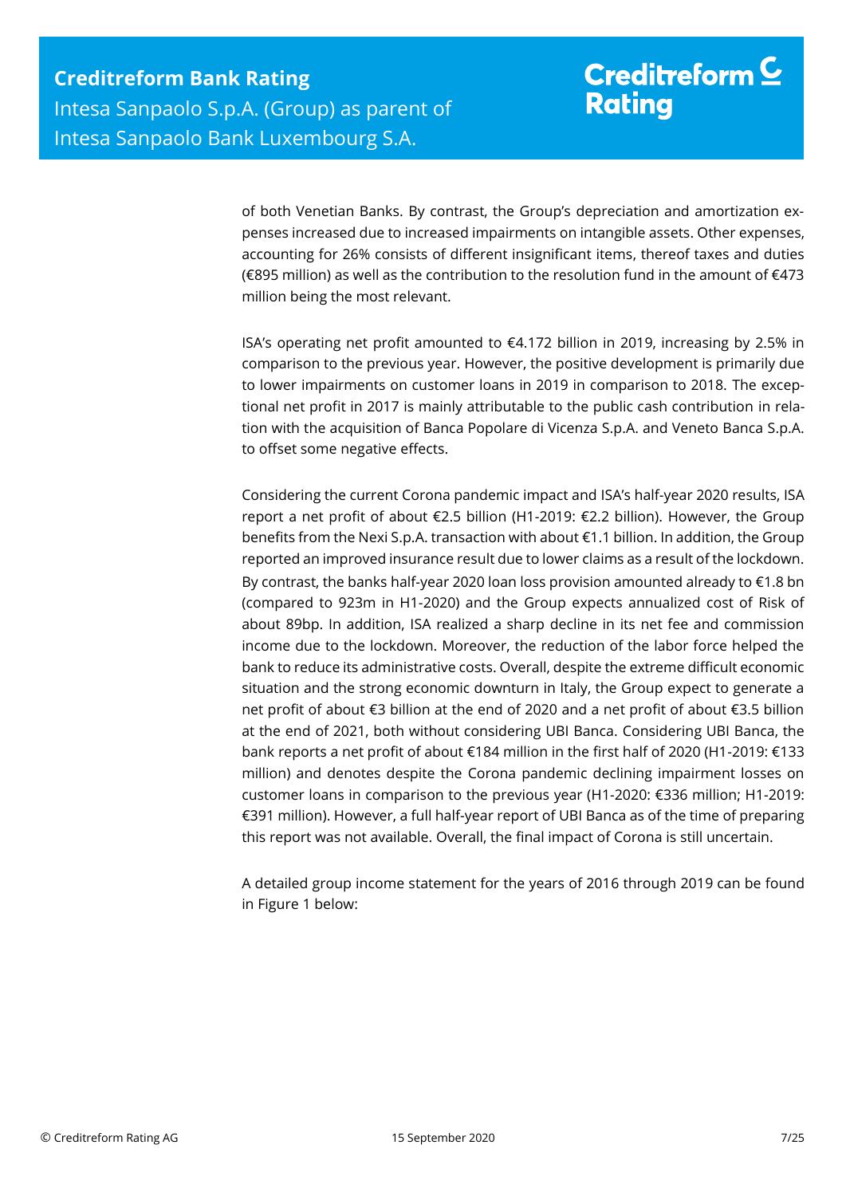of both Venetian Banks. By contrast, the Group's depreciation and amortization expenses increased due to increased impairments on intangible assets. Other expenses, accounting for 26% consists of different insignificant items, thereof taxes and duties (€895 million) as well as the contribution to the resolution fund in the amount of €473 million being the most relevant.

ISA's operating net profit amounted to €4.172 billion in 2019, increasing by 2.5% in comparison to the previous year. However, the positive development is primarily due to lower impairments on customer loans in 2019 in comparison to 2018. The exceptional net profit in 2017 is mainly attributable to the public cash contribution in relation with the acquisition of Banca Popolare di Vicenza S.p.A. and Veneto Banca S.p.A. to offset some negative effects.

Considering the current Corona pandemic impact and ISA's half-year 2020 results, ISA report a net profit of about €2.5 billion (H1-2019: €2.2 billion). However, the Group benefits from the Nexi S.p.A. transaction with about €1.1 billion. In addition, the Group reported an improved insurance result due to lower claims as a result of the lockdown. By contrast, the banks half-year 2020 loan loss provision amounted already to €1.8 bn (compared to 923m in H1-2020) and the Group expects annualized cost of Risk of about 89bp. In addition, ISA realized a sharp decline in its net fee and commission income due to the lockdown. Moreover, the reduction of the labor force helped the bank to reduce its administrative costs. Overall, despite the extreme difficult economic situation and the strong economic downturn in Italy, the Group expect to generate a net profit of about €3 billion at the end of 2020 and a net profit of about €3.5 billion at the end of 2021, both without considering UBI Banca. Considering UBI Banca, the bank reports a net profit of about €184 million in the first half of 2020 (H1-2019: €133 million) and denotes despite the Corona pandemic declining impairment losses on customer loans in comparison to the previous year (H1-2020: €336 million; H1-2019: €391 million). However, a full half-year report of UBI Banca as of the time of preparing this report was not available. Overall, the final impact of Corona is still uncertain.

A detailed group income statement for the years of 2016 through 2019 can be found in Figure 1 below: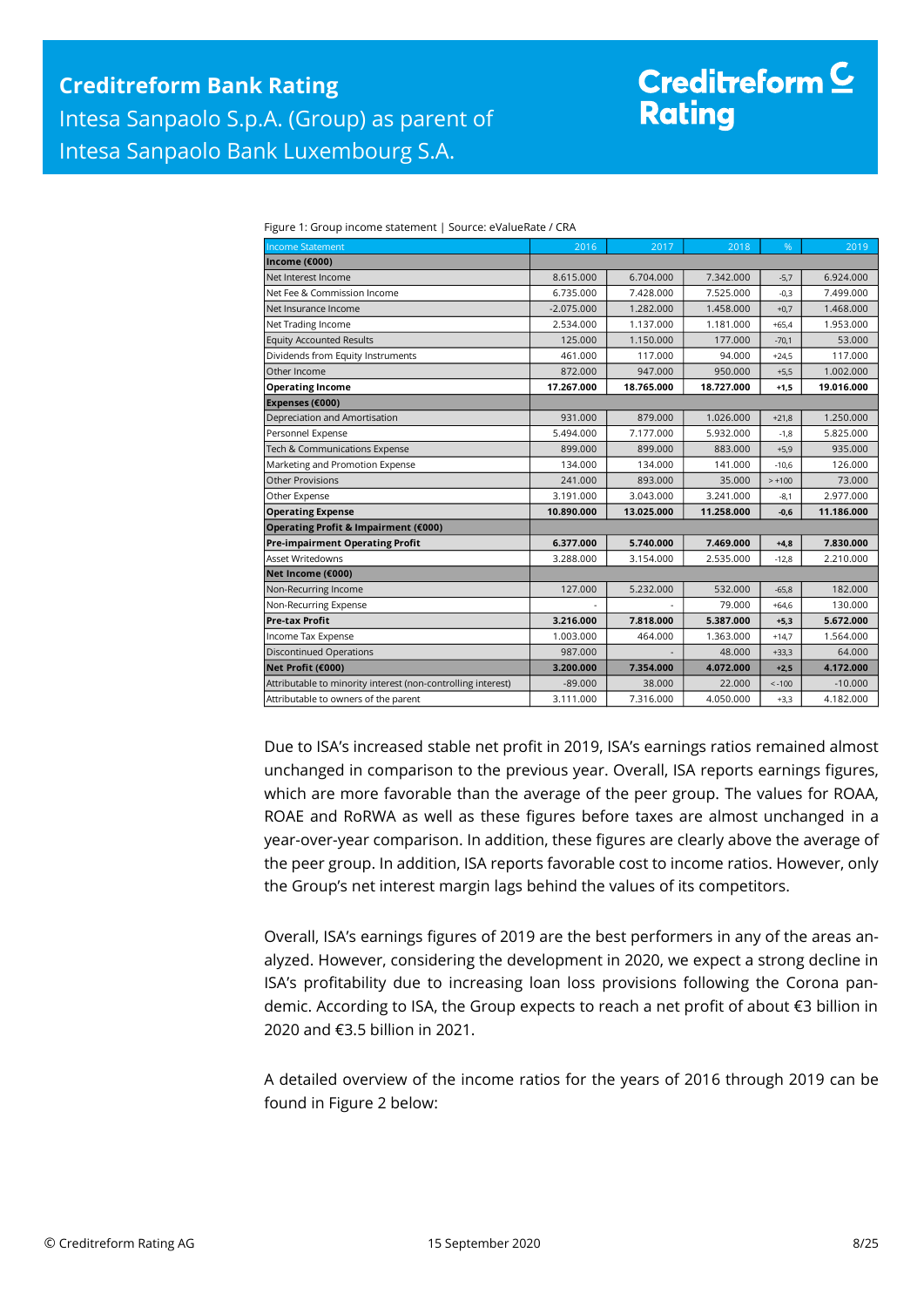Figure 1: Group income statement | Source: eValueRate / CRA

| Income Statement | 2016 | 2017 | 2018 | % | 2019 |
|---|---|---|---|---|---|
| **Income (€000)** | | | | | |
| Net Interest Income | 8.615.000 | 6.704.000 | 7.342.000 | -5,7 | 6.924.000 |
| Net Fee & Commission Income | 6.735.000 | 7.428.000 | 7.525.000 | -0,3 | 7.499.000 |
| Net Insurance Income | -2.075.000 | 1.282.000 | 1.458.000 | +0,7 | 1.468.000 |
| Net Trading Income | 2.534.000 | 1.137.000 | 1.181.000 | +65,4 | 1.953.000 |
| Equity Accounted Results | 125.000 | 1.150.000 | 177.000 | -70,1 | 53.000 |
| Dividends from Equity Instruments | 461.000 | 117.000 | 94.000 | +24,5 | 117.000 |
| Other Income | 872.000 | 947.000 | 950.000 | +5,5 | 1.002.000 |
| **Operating Income** | **17.267.000** | **18.765.000** | **18.727.000** | **+1,5** | **19.016.000** |
| **Expenses (€000)** | | | | | |
| Depreciation and Amortisation | 931.000 | 879.000 | 1.026.000 | +21,8 | 1.250.000 |
| Personnel Expense | 5.494.000 | 7.177.000 | 5.932.000 | -1,8 | 5.825.000 |
| Tech & Communications Expense | 899.000 | 899.000 | 883.000 | +5,9 | 935.000 |
| Marketing and Promotion Expense | 134.000 | 134.000 | 141.000 | -10,6 | 126.000 |
| Other Provisions | 241.000 | 893.000 | 35.000 | > +100 | 73.000 |
| Other Expense | 3.191.000 | 3.043.000 | 3.241.000 | -8,1 | 2.977.000 |
| **Operating Expense** | **10.890.000** | **13.025.000** | **11.258.000** | **-0,6** | **11.186.000** |
| **Operating Profit & Impairment (€000)** | | | | | |
| **Pre-impairment Operating Profit** | **6.377.000** | **5.740.000** | **7.469.000** | **+4,8** | **7.830.000** |
| Asset Writedowns | 3.288.000 | 3.154.000 | 2.535.000 | -12,8 | 2.210.000 |
| **Net Income (€000)** | | | | | |
| Non-Recurring Income | 127.000 | 5.232.000 | 532.000 | -65,8 | 182.000 |
| Non-Recurring Expense | - | - | 79.000 | +64,6 | 130.000 |
| **Pre-tax Profit** | **3.216.000** | **7.818.000** | **5.387.000** | **+5,3** | **5.672.000** |
| Income Tax Expense | 1.003.000 | 464.000 | 1.363.000 | +14,7 | 1.564.000 |
| Discontinued Operations | 987.000 | - | 48.000 | +33,3 | 64.000 |
| **Net Profit (€000)** | **3.200.000** | **7.354.000** | **4.072.000** | **+2,5** | **4.172.000** |
| Attributable to minority interest (non-controlling interest) | -89.000 | 38.000 | 22.000 | < -100 | -10.000 |
| Attributable to owners of the parent | 3.111.000 | 7.316.000 | 4.050.000 | +3,3 | 4.182.000 |

Due to ISA's increased stable net profit in 2019, ISA's earnings ratios remained almost unchanged in comparison to the previous year. Overall, ISA reports earnings figures, which are more favorable than the average of the peer group. The values for ROAA, ROAE and RoRWA as well as these figures before taxes are almost unchanged in a year-over-year comparison. In addition, these figures are clearly above the average of the peer group. In addition, ISA reports favorable cost to income ratios. However, only the Group's net interest margin lags behind the values of its competitors.

Overall, ISA's earnings figures of 2019 are the best performers in any of the areas analyzed. However, considering the development in 2020, we expect a strong decline in ISA's profitability due to increasing loan loss provisions following the Corona pandemic. According to ISA, the Group expects to reach a net profit of about €3 billion in 2020 and €3.5 billion in 2021.

A detailed overview of the income ratios for the years of 2016 through 2019 can be found in Figure 2 below: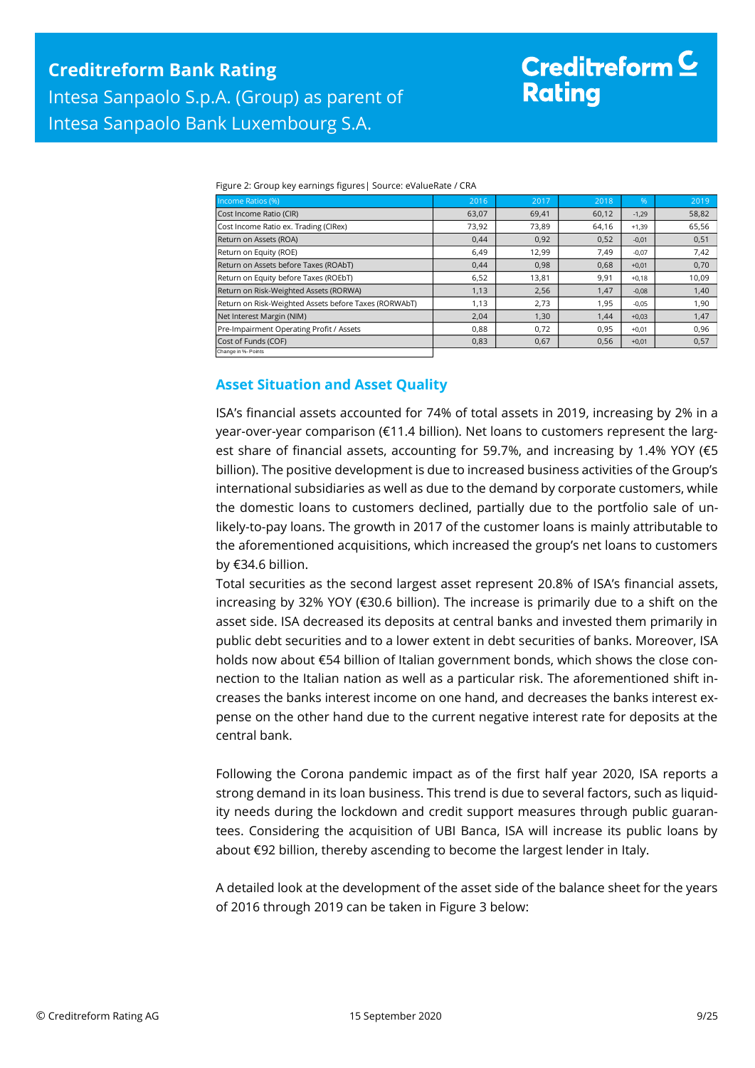Figure 2: Group key earnings figures| Source: eValueRate / CRA

| Income Ratios (%) | 2016 | 2017 | 2018 | % | 2019 |
|---|---|---|---|---|---|
| Cost Income Ratio (CIR) | 63,07 | 69,41 | 60,12 | -1,29 | 58,82 |
| Cost Income Ratio ex. Trading (CIRex) | 73,92 | 73,89 | 64,16 | +1,39 | 65,56 |
| Return on Assets (ROA) | 0,44 | 0,92 | 0,52 | -0,01 | 0,51 |
| Return on Equity (ROE) | 6,49 | 12,99 | 7,49 | -0,07 | 7,42 |
| Return on Assets before Taxes (ROAbT) | 0,44 | 0,98 | 0,68 | +0,01 | 0,70 |
| Return on Equity before Taxes (ROEbT) | 6,52 | 13,81 | 9,91 | +0,18 | 10,09 |
| Return on Risk-Weighted Assets (RORWA) | 1,13 | 2,56 | 1,47 | -0,08 | 1,40 |
| Return on Risk-Weighted Assets before Taxes (RORWAbT) | 1,13 | 2,73 | 1,95 | -0,05 | 1,90 |
| Net Interest Margin (NIM) | 2,04 | 1,30 | 1,44 | +0,03 | 1,47 |
| Pre-Impairment Operating Profit / Assets | 0,88 | 0,72 | 0,95 | +0,01 | 0,96 |
| Cost of Funds (COF) | 0,83 | 0,67 | 0,56 | +0,01 | 0,57 |
| Change in %- Points | | | | | |

## Asset Situation and Asset Quality

ISA's financial assets accounted for 74% of total assets in 2019, increasing by 2% in a year-over-year comparison (€11.4 billion). Net loans to customers represent the largest share of financial assets, accounting for 59.7%, and increasing by 1.4% YOY (€5 billion). The positive development is due to increased business activities of the Group's international subsidiaries as well as due to the demand by corporate customers, while the domestic loans to customers declined, partially due to the portfolio sale of unlikely-to-pay loans. The growth in 2017 of the customer loans is mainly attributable to the aforementioned acquisitions, which increased the group's net loans to customers by €34.6 billion.

Total securities as the second largest asset represent 20.8% of ISA's financial assets, increasing by 32% YOY (€30.6 billion). The increase is primarily due to a shift on the asset side. ISA decreased its deposits at central banks and invested them primarily in public debt securities and to a lower extent in debt securities of banks. Moreover, ISA holds now about €54 billion of Italian government bonds, which shows the close connection to the Italian nation as well as a particular risk. The aforementioned shift increases the banks interest income on one hand, and decreases the banks interest expense on the other hand due to the current negative interest rate for deposits at the central bank.

Following the Corona pandemic impact as of the first half year 2020, ISA reports a strong demand in its loan business. This trend is due to several factors, such as liquidity needs during the lockdown and credit support measures through public guarantees. Considering the acquisition of UBI Banca, ISA will increase its public loans by about €92 billion, thereby ascending to become the largest lender in Italy.

A detailed look at the development of the asset side of the balance sheet for the years of 2016 through 2019 can be taken in Figure 3 below: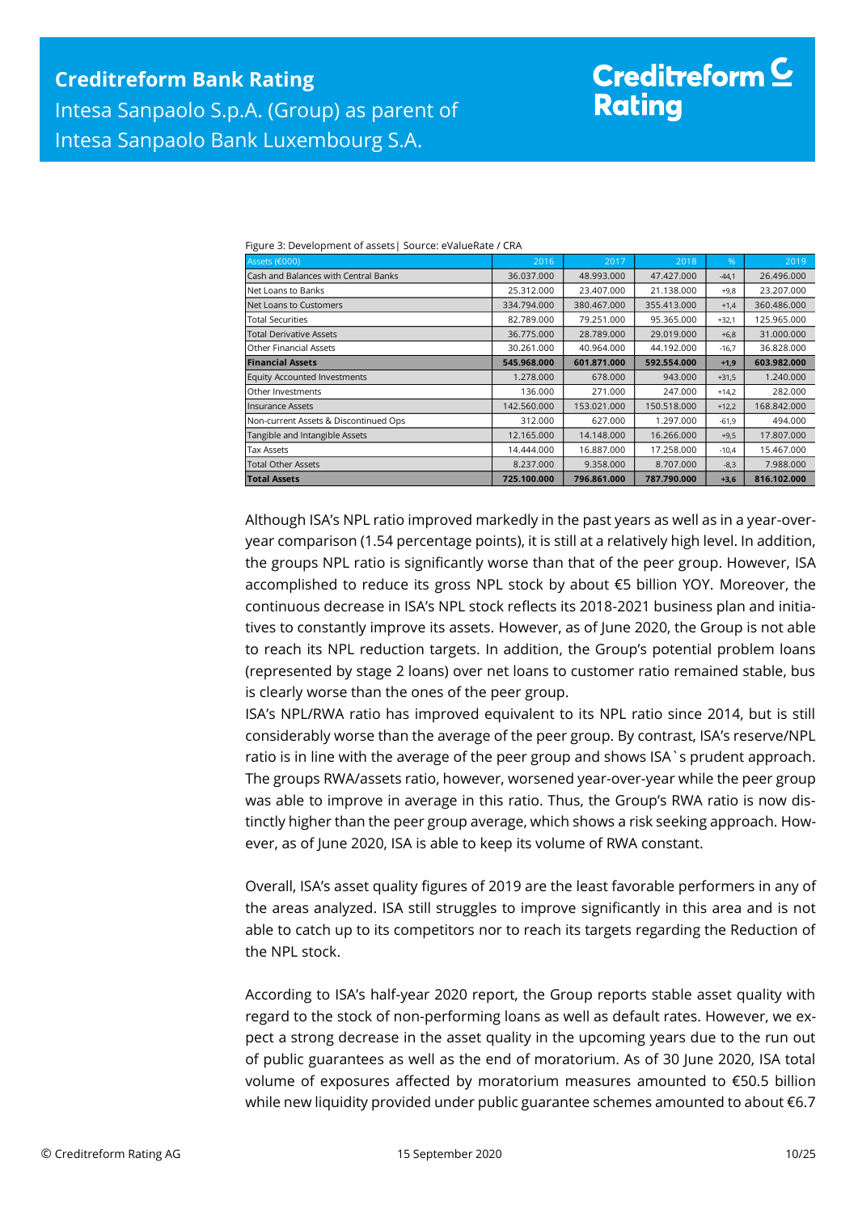Figure 3: Development of assets| Source: eValueRate / CRA

| Assets (€000) | 2016 | 2017 | 2018 | % | 2019 |
|---|---|---|---|---|---|
| Cash and Balances with Central Banks | 36.037.000 | 48.993.000 | 47.427.000 | -44,1 | 26.496.000 |
| Net Loans to Banks | 25.312.000 | 23.407.000 | 21.138.000 | +9,8 | 23.207.000 |
| Net Loans to Customers | 334.794.000 | 380.467.000 | 355.413.000 | +1,4 | 360.486.000 |
| Total Securities | 82.789.000 | 79.251.000 | 95.365.000 | +32,1 | 125.965.000 |
| Total Derivative Assets | 36.775.000 | 28.789.000 | 29.019.000 | +6,8 | 31.000.000 |
| Other Financial Assets | 30.261.000 | 40.964.000 | 44.192.000 | -16,7 | 36.828.000 |
| **Financial Assets** | **545.968.000** | **601.871.000** | **592.554.000** | **+1,9** | **603.982.000** |
| Equity Accounted Investments | 1.278.000 | 678.000 | 943.000 | +31,5 | 1.240.000 |
| Other Investments | 136.000 | 271.000 | 247.000 | +14,2 | 282.000 |
| Insurance Assets | 142.560.000 | 153.021.000 | 150.518.000 | +12,2 | 168.842.000 |
| Non-current Assets & Discontinued Ops | 312.000 | 627.000 | 1.297.000 | -61,9 | 494.000 |
| Tangible and Intangible Assets | 12.165.000 | 14.148.000 | 16.266.000 | +9,5 | 17.807.000 |
| Tax Assets | 14.444.000 | 16.887.000 | 17.258.000 | -10,4 | 15.467.000 |
| Total Other Assets | 8.237.000 | 9.358.000 | 8.707.000 | -8,3 | 7.988.000 |
| **Total Assets** | **725.100.000** | **796.861.000** | **787.790.000** | **+3,6** | **816.102.000** |

Although ISA's NPL ratio improved markedly in the past years as well as in a year-over-year comparison (1.54 percentage points), it is still at a relatively high level. In addition, the groups NPL ratio is significantly worse than that of the peer group. However, ISA accomplished to reduce its gross NPL stock by about €5 billion YOY. Moreover, the continuous decrease in ISA's NPL stock reflects its 2018-2021 business plan and initiatives to constantly improve its assets. However, as of June 2020, the Group is not able to reach its NPL reduction targets. In addition, the Group's potential problem loans (represented by stage 2 loans) over net loans to customer ratio remained stable, bus is clearly worse than the ones of the peer group.

ISA's NPL/RWA ratio has improved equivalent to its NPL ratio since 2014, but is still considerably worse than the average of the peer group. By contrast, ISA's reserve/NPL ratio is in line with the average of the peer group and shows ISA`s prudent approach. The groups RWA/assets ratio, however, worsened year-over-year while the peer group was able to improve in average in this ratio. Thus, the Group's RWA ratio is now distinctly higher than the peer group average, which shows a risk seeking approach. However, as of June 2020, ISA is able to keep its volume of RWA constant.

Overall, ISA's asset quality figures of 2019 are the least favorable performers in any of the areas analyzed. ISA still struggles to improve significantly in this area and is not able to catch up to its competitors nor to reach its targets regarding the Reduction of the NPL stock.

According to ISA's half-year 2020 report, the Group reports stable asset quality with regard to the stock of non-performing loans as well as default rates. However, we expect a strong decrease in the asset quality in the upcoming years due to the run out of public guarantees as well as the end of moratorium. As of 30 June 2020, ISA total volume of exposures affected by moratorium measures amounted to €50.5 billion while new liquidity provided under public guarantee schemes amounted to about €6.7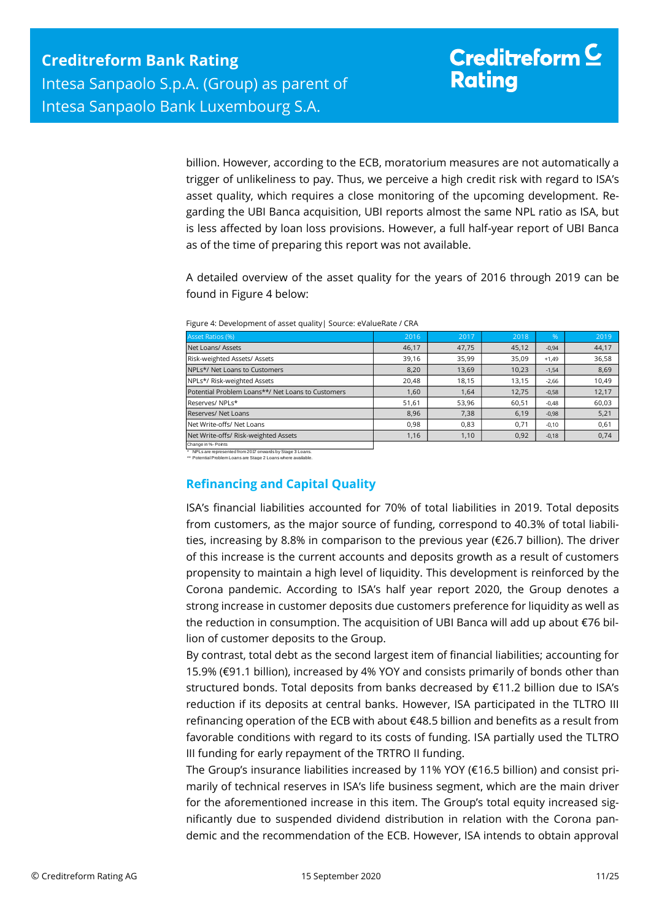billion. However, according to the ECB, moratorium measures are not automatically a trigger of unlikeliness to pay. Thus, we perceive a high credit risk with regard to ISA's asset quality, which requires a close monitoring of the upcoming development. Regarding the UBI Banca acquisition, UBI reports almost the same NPL ratio as ISA, but is less affected by loan loss provisions. However, a full half-year report of UBI Banca as of the time of preparing this report was not available.

A detailed overview of the asset quality for the years of 2016 through 2019 can be found in Figure 4 below:

Figure 4: Development of asset quality| Source: eValueRate / CRA

| Asset Ratios (%) | 2016 | 2017 | 2018 | % | 2019 |
|---|---|---|---|---|---|
| Net Loans/ Assets | 46,17 | 47,75 | 45,12 | -0,94 | 44,17 |
| Risk-weighted Assets/ Assets | 39,16 | 35,99 | 35,09 | +1,49 | 36,58 |
| NPLs*/ Net Loans to Customers | 8,20 | 13,69 | 10,23 | -1,54 | 8,69 |
| NPLs*/ Risk-weighted Assets | 20,48 | 18,15 | 13,15 | -2,66 | 10,49 |
| Potential Problem Loans**/ Net Loans to Customers | 1,60 | 1,64 | 12,75 | -0,58 | 12,17 |
| Reserves/ NPLs* | 51,61 | 53,96 | 60,51 | -0,48 | 60,03 |
| Reserves/ Net Loans | 8,96 | 7,38 | 6,19 | -0,98 | 5,21 |
| Net Write-offs/ Net Loans | 0,98 | 0,83 | 0,71 | -0,10 | 0,61 |
| Net Write-offs/ Risk-weighted Assets | 1,16 | 1,10 | 0,92 | -0,18 | 0,74 |

Change in %- Points

\* NPLs are represented from 2017 onwards by Stage 3 Loans.
\*\* Potential Problem Loans are Stage 2 Loans where available.

## Refinancing and Capital Quality

ISA's financial liabilities accounted for 70% of total liabilities in 2019. Total deposits from customers, as the major source of funding, correspond to 40.3% of total liabilities, increasing by 8.8% in comparison to the previous year (€26.7 billion). The driver of this increase is the current accounts and deposits growth as a result of customers propensity to maintain a high level of liquidity. This development is reinforced by the Corona pandemic. According to ISA's half year report 2020, the Group denotes a strong increase in customer deposits due customers preference for liquidity as well as the reduction in consumption. The acquisition of UBI Banca will add up about €76 billion of customer deposits to the Group.

By contrast, total debt as the second largest item of financial liabilities; accounting for 15.9% (€91.1 billion), increased by 4% YOY and consists primarily of bonds other than structured bonds. Total deposits from banks decreased by €11.2 billion due to ISA's reduction if its deposits at central banks. However, ISA participated in the TLTRO III refinancing operation of the ECB with about €48.5 billion and benefits as a result from favorable conditions with regard to its costs of funding. ISA partially used the TLTRO III funding for early repayment of the TRTRO II funding.

The Group's insurance liabilities increased by 11% YOY (€16.5 billion) and consist primarily of technical reserves in ISA's life business segment, which are the main driver for the aforementioned increase in this item. The Group's total equity increased significantly due to suspended dividend distribution in relation with the Corona pandemic and the recommendation of the ECB. However, ISA intends to obtain approval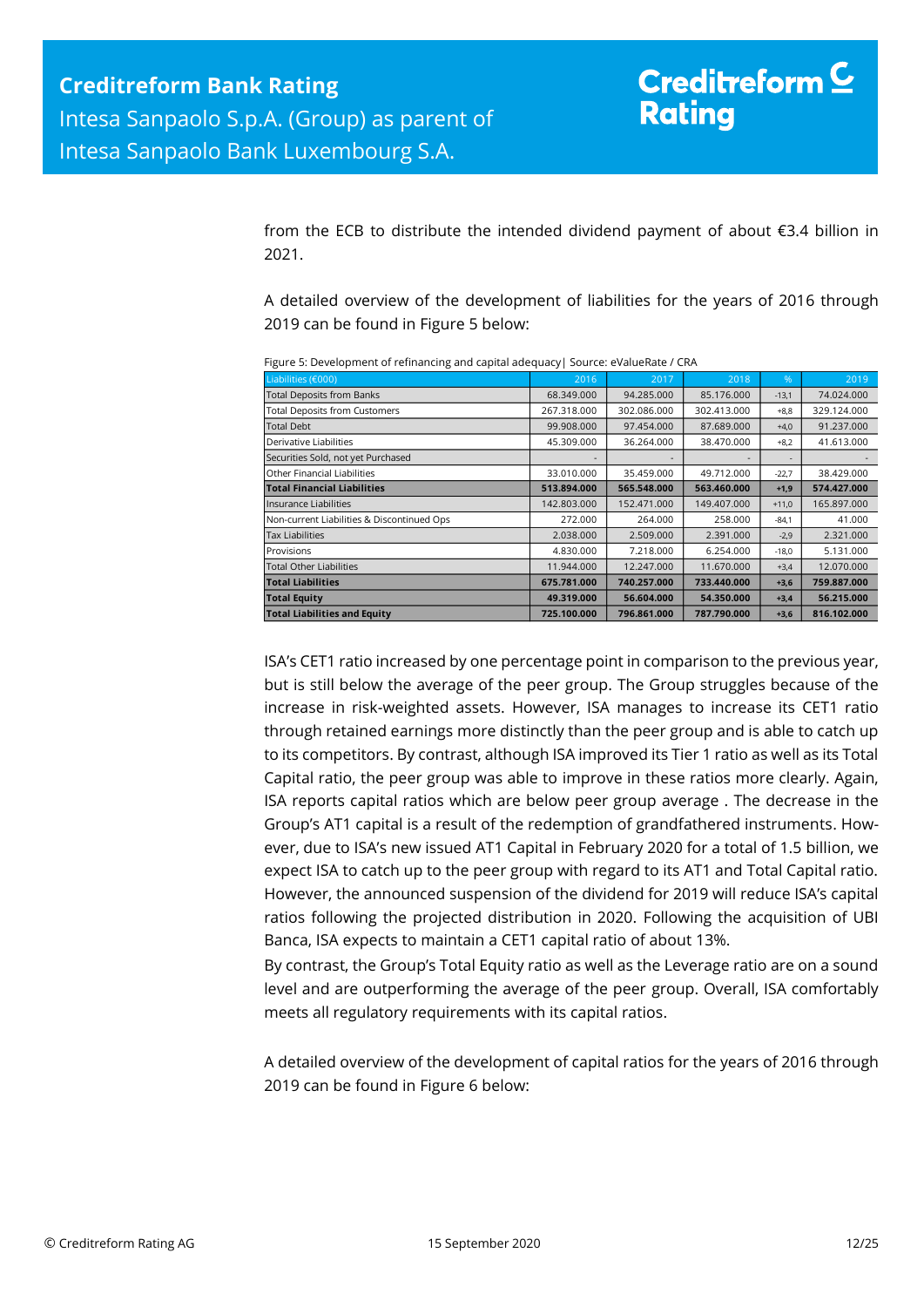from the ECB to distribute the intended dividend payment of about €3.4 billion in 2021.

A detailed overview of the development of liabilities for the years of 2016 through 2019 can be found in Figure 5 below:

Figure 5: Development of refinancing and capital adequacy| Source: eValueRate / CRA

| Liabilities (€000) | 2016 | 2017 | 2018 | % | 2019 |
|---|---|---|---|---|---|
| Total Deposits from Banks | 68.349.000 | 94.285.000 | 85.176.000 | -13,1 | 74.024.000 |
| Total Deposits from Customers | 267.318.000 | 302.086.000 | 302.413.000 | +8,8 | 329.124.000 |
| Total Debt | 99.908.000 | 97.454.000 | 87.689.000 | +4,0 | 91.237.000 |
| Derivative Liabilities | 45.309.000 | 36.264.000 | 38.470.000 | +8,2 | 41.613.000 |
| Securities Sold, not yet Purchased | - | - | - | - | - |
| Other Financial Liabilities | 33.010.000 | 35.459.000 | 49.712.000 | -22,7 | 38.429.000 |
| **Total Financial Liabilities** | **513.894.000** | **565.548.000** | **563.460.000** | **+1,9** | **574.427.000** |
| Insurance Liabilities | 142.803.000 | 152.471.000 | 149.407.000 | +11,0 | 165.897.000 |
| Non-current Liabilities & Discontinued Ops | 272.000 | 264.000 | 258.000 | -84,1 | 41.000 |
| Tax Liabilities | 2.038.000 | 2.509.000 | 2.391.000 | -2,9 | 2.321.000 |
| Provisions | 4.830.000 | 7.218.000 | 6.254.000 | -18,0 | 5.131.000 |
| Total Other Liabilities | 11.944.000 | 12.247.000 | 11.670.000 | +3,4 | 12.070.000 |
| **Total Liabilities** | **675.781.000** | **740.257.000** | **733.440.000** | **+3,6** | **759.887.000** |
| **Total Equity** | **49.319.000** | **56.604.000** | **54.350.000** | **+3,4** | **56.215.000** |
| **Total Liabilities and Equity** | **725.100.000** | **796.861.000** | **787.790.000** | **+3,6** | **816.102.000** |

ISA's CET1 ratio increased by one percentage point in comparison to the previous year, but is still below the average of the peer group. The Group struggles because of the increase in risk-weighted assets. However, ISA manages to increase its CET1 ratio through retained earnings more distinctly than the peer group and is able to catch up to its competitors. By contrast, although ISA improved its Tier 1 ratio as well as its Total Capital ratio, the peer group was able to improve in these ratios more clearly. Again, ISA reports capital ratios which are below peer group average . The decrease in the Group's AT1 capital is a result of the redemption of grandfathered instruments. However, due to ISA's new issued AT1 Capital in February 2020 for a total of 1.5 billion, we expect ISA to catch up to the peer group with regard to its AT1 and Total Capital ratio. However, the announced suspension of the dividend for 2019 will reduce ISA's capital ratios following the projected distribution in 2020. Following the acquisition of UBI Banca, ISA expects to maintain a CET1 capital ratio of about 13%.

By contrast, the Group's Total Equity ratio as well as the Leverage ratio are on a sound level and are outperforming the average of the peer group. Overall, ISA comfortably meets all regulatory requirements with its capital ratios.

A detailed overview of the development of capital ratios for the years of 2016 through 2019 can be found in Figure 6 below: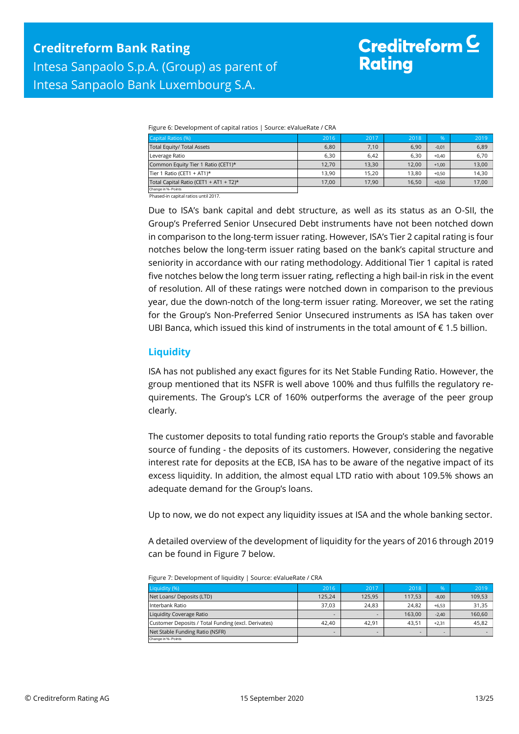Figure 6: Development of capital ratios | Source: eValueRate / CRA

| Capital Ratios (%) | 2016 | 2017 | 2018 | % | 2019 |
|---|---|---|---|---|---|
| Total Equity/ Total Assets | 6,80 | 7,10 | 6,90 | -0,01 | 6,89 |
| Leverage Ratio | 6,30 | 6,42 | 6,30 | +0,40 | 6,70 |
| Common Equity Tier 1 Ratio (CET1)* | 12,70 | 13,30 | 12,00 | +1,00 | 13,00 |
| Tier 1 Ratio (CET1 + AT1)* | 13,90 | 15,20 | 13,80 | +0,50 | 14,30 |
| Total Capital Ratio (CET1 + AT1 + T2)* | 17,00 | 17,90 | 16,50 | +0,50 | 17,00 |
| Change in %- Points | | | | | |

Phased-in capital ratios until 2017.

Due to ISA's bank capital and debt structure, as well as its status as an O-SII, the Group's Preferred Senior Unsecured Debt instruments have not been notched down in comparison to the long-term issuer rating. However, ISA's Tier 2 capital rating is four notches below the long-term issuer rating based on the bank's capital structure and seniority in accordance with our rating methodology. Additional Tier 1 capital is rated five notches below the long term issuer rating, reflecting a high bail-in risk in the event of resolution. All of these ratings were notched down in comparison to the previous year, due the down-notch of the long-term issuer rating. Moreover, we set the rating for the Group's Non-Preferred Senior Unsecured instruments as ISA has taken over UBI Banca, which issued this kind of instruments in the total amount of € 1.5 billion.

## Liquidity

ISA has not published any exact figures for its Net Stable Funding Ratio. However, the group mentioned that its NSFR is well above 100% and thus fulfills the regulatory requirements. The Group's LCR of 160% outperforms the average of the peer group clearly.

The customer deposits to total funding ratio reports the Group's stable and favorable source of funding - the deposits of its customers. However, considering the negative interest rate for deposits at the ECB, ISA has to be aware of the negative impact of its excess liquidity. In addition, the almost equal LTD ratio with about 109.5% shows an adequate demand for the Group's loans.

Up to now, we do not expect any liquidity issues at ISA and the whole banking sector.

A detailed overview of the development of liquidity for the years of 2016 through 2019 can be found in Figure 7 below.

Figure 7: Development of liquidity | Source: eValueRate / CRA

| Liquidity (%) | 2016 | 2017 | 2018 | % | 2019 |
|---|---|---|---|---|---|
| Net Loans/ Deposits (LTD) | 125,24 | 125,95 | 117,53 | -8,00 | 109,53 |
| Interbank Ratio | 37,03 | 24,83 | 24,82 | +6,53 | 31,35 |
| Liquidity Coverage Ratio | - | - | 163,00 | -2,40 | 160,60 |
| Customer Deposits / Total Funding (excl. Derivates) | 42,40 | 42,91 | 43,51 | +2,31 | 45,82 |
| Net Stable Funding Ratio (NSFR) | - | - | - | - | - |
| Change in %- Points | | | | | |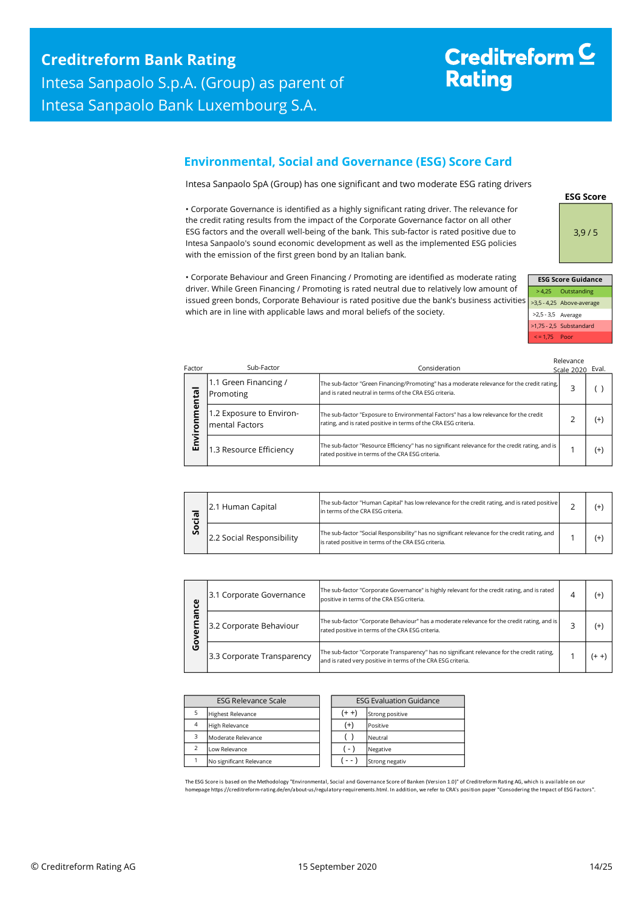## Environmental, Social and Governance (ESG) Score Card

Intesa Sanpaolo SpA (Group) has one significant and two moderate ESG rating drivers

• Corporate Governance is identified as a highly significant rating driver. The relevance for the credit rating results from the impact of the Corporate Governance factor on all other ESG factors and the overall well-being of the bank. This sub-factor is rated positive due to Intesa Sanpaolo's sound economic development as well as the implemented ESG policies with the emission of the first green bond by an Italian bank.

• Corporate Behaviour and Green Financing / Promoting are identified as moderate rating driver. While Green Financing / Promoting is rated neutral due to relatively low amount of issued green bonds, Corporate Behaviour is rated positive due the bank's business activities which are in line with applicable laws and moral beliefs of the society.

| ESG Score |
|---|
| 3,9 / 5 |

| ESG Score Guidance | |
|---|---|
| > 4,25 | Outstanding |
| >3,5 - 4,25 | Above-average |
| >2,5 - 3,5 | Average |
| >1,75 - 2,5 | Substandard |
| < = 1,75 | Poor |

| Factor | Sub-Factor | Consideration | Relevance Scale 2020 | Eval. |
|---|---|---|---|---|
| Environmental | 1.1 Green Financing / Promoting | The sub-factor "Green Financing/Promoting" has a moderate relevance for the credit rating, and is rated neutral in terms of the CRA ESG criteria. | 3 | ( ) |
| | 1.2 Exposure to Environ-mental Factors | The sub-factor "Exposure to Environmental Factors" has a low relevance for the credit rating, and is rated positive in terms of the CRA ESG criteria. | 2 | (+) |
| | 1.3 Resource Efficiency | The sub-factor "Resource Efficiency" has no significant relevance for the credit rating, and is rated positive in terms of the CRA ESG criteria. | 1 | (+) |
| Social | 2.1 Human Capital | The sub-factor "Human Capital" has low relevance for the credit rating, and is rated positive in terms of the CRA ESG criteria. | 2 | (+) |
| | 2.2 Social Responsibility | The sub-factor "Social Responsibility" has no significant relevance for the credit rating, and is rated positive in terms of the CRA ESG criteria. | 1 | (+) |
| Governance | 3.1 Corporate Governance | The sub-factor "Corporate Governance" is highly relevant for the credit rating, and is rated positive in terms of the CRA ESG criteria. | 4 | (+) |
| | 3.2 Corporate Behaviour | The sub-factor "Corporate Behaviour" has a moderate relevance for the credit rating, and is rated positive in terms of the CRA ESG criteria. | 3 | (+) |
| | 3.3 Corporate Transparency | The sub-factor "Corporate Transparency" has no significant relevance for the credit rating, and is rated very positive in terms of the CRA ESG criteria. | 1 | (+ +) |

| ESG Relevance Scale | |
|---|---|
| 5 | Highest Relevance |
| 4 | High Relevance |
| 3 | Moderate Relevance |
| 2 | Low Relevance |
| 1 | No significant Relevance |

| ESG Evaluation Guidance | |
|---|---|
| (+ +) | Strong positive |
| (+) | Positive |
| ( ) | Neutral |
| ( - ) | Negative |
| ( - - ) | Strong negativ |

The ESG Score is based on the Methodology "Environmental, Social and Governance Score of Banken (Version 1.0)" of Creditreform Rating AG, which is available on our homepage https://creditreform-rating.de/en/about-us/regulatory-requirements.html. In addition, we refer to CRA's position paper "Consodering the Impact of ESG Factors".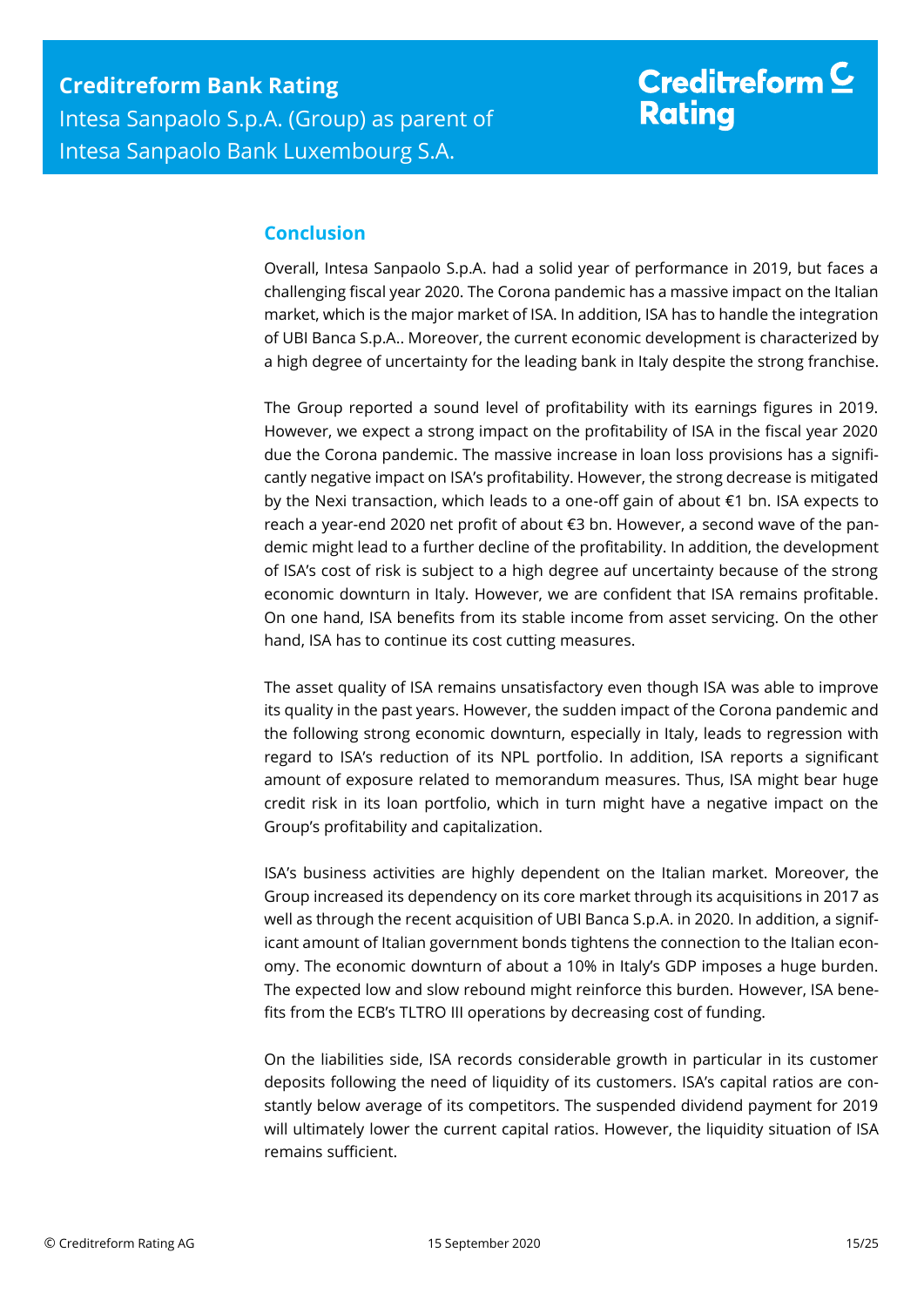## Conclusion

Overall, Intesa Sanpaolo S.p.A. had a solid year of performance in 2019, but faces a challenging fiscal year 2020. The Corona pandemic has a massive impact on the Italian market, which is the major market of ISA. In addition, ISA has to handle the integration of UBI Banca S.p.A.. Moreover, the current economic development is characterized by a high degree of uncertainty for the leading bank in Italy despite the strong franchise.

The Group reported a sound level of profitability with its earnings figures in 2019. However, we expect a strong impact on the profitability of ISA in the fiscal year 2020 due the Corona pandemic. The massive increase in loan loss provisions has a significantly negative impact on ISA's profitability. However, the strong decrease is mitigated by the Nexi transaction, which leads to a one-off gain of about €1 bn. ISA expects to reach a year-end 2020 net profit of about €3 bn. However, a second wave of the pandemic might lead to a further decline of the profitability. In addition, the development of ISA's cost of risk is subject to a high degree auf uncertainty because of the strong economic downturn in Italy. However, we are confident that ISA remains profitable. On one hand, ISA benefits from its stable income from asset servicing. On the other hand, ISA has to continue its cost cutting measures.

The asset quality of ISA remains unsatisfactory even though ISA was able to improve its quality in the past years. However, the sudden impact of the Corona pandemic and the following strong economic downturn, especially in Italy, leads to regression with regard to ISA's reduction of its NPL portfolio. In addition, ISA reports a significant amount of exposure related to memorandum measures. Thus, ISA might bear huge credit risk in its loan portfolio, which in turn might have a negative impact on the Group's profitability and capitalization.

ISA's business activities are highly dependent on the Italian market. Moreover, the Group increased its dependency on its core market through its acquisitions in 2017 as well as through the recent acquisition of UBI Banca S.p.A. in 2020. In addition, a significant amount of Italian government bonds tightens the connection to the Italian economy. The economic downturn of about a 10% in Italy's GDP imposes a huge burden. The expected low and slow rebound might reinforce this burden. However, ISA benefits from the ECB's TLTRO III operations by decreasing cost of funding.

On the liabilities side, ISA records considerable growth in particular in its customer deposits following the need of liquidity of its customers. ISA's capital ratios are constantly below average of its competitors. The suspended dividend payment for 2019 will ultimately lower the current capital ratios. However, the liquidity situation of ISA remains sufficient.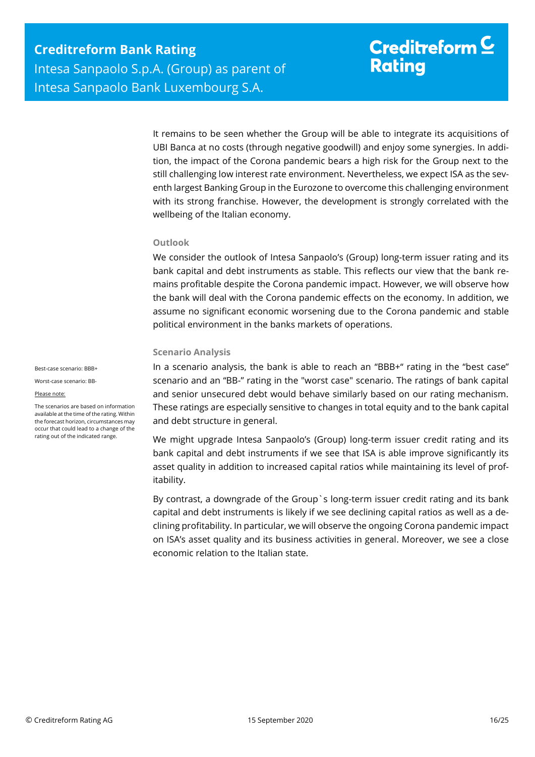It remains to be seen whether the Group will be able to integrate its acquisitions of UBI Banca at no costs (through negative goodwill) and enjoy some synergies. In addition, the impact of the Corona pandemic bears a high risk for the Group next to the still challenging low interest rate environment. Nevertheless, we expect ISA as the seventh largest Banking Group in the Eurozone to overcome this challenging environment with its strong franchise. However, the development is strongly correlated with the wellbeing of the Italian economy.

### Outlook

We consider the outlook of Intesa Sanpaolo's (Group) long-term issuer rating and its bank capital and debt instruments as stable. This reflects our view that the bank remains profitable despite the Corona pandemic impact. However, we will observe how the bank will deal with the Corona pandemic effects on the economy. In addition, we assume no significant economic worsening due to the Corona pandemic and stable political environment in the banks markets of operations.

### Scenario Analysis

Best-case scenario: BBB+

Worst-case scenario: BB-

Please note:

The scenarios are based on information available at the time of the rating. Within the forecast horizon, circumstances may occur that could lead to a change of the rating out of the indicated range.

In a scenario analysis, the bank is able to reach an "BBB+" rating in the "best case" scenario and an "BB-" rating in the "worst case" scenario. The ratings of bank capital and senior unsecured debt would behave similarly based on our rating mechanism. These ratings are especially sensitive to changes in total equity and to the bank capital and debt structure in general.

We might upgrade Intesa Sanpaolo's (Group) long-term issuer credit rating and its bank capital and debt instruments if we see that ISA is able improve significantly its asset quality in addition to increased capital ratios while maintaining its level of profitability.

By contrast, a downgrade of the Group`s long-term issuer credit rating and its bank capital and debt instruments is likely if we see declining capital ratios as well as a declining profitability. In particular, we will observe the ongoing Corona pandemic impact on ISA's asset quality and its business activities in general. Moreover, we see a close economic relation to the Italian state.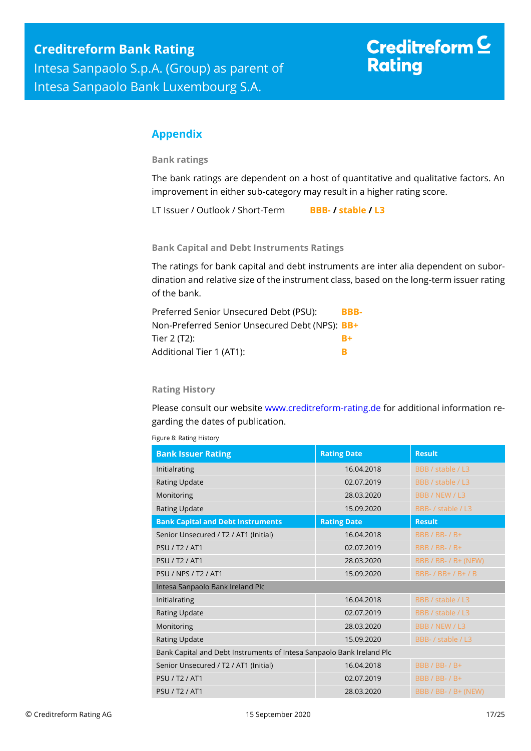## Appendix

### Bank ratings

The bank ratings are dependent on a host of quantitative and qualitative factors. An improvement in either sub-category may result in a higher rating score.

LT Issuer / Outlook / Short-Term **BBB- / stable / L3**

### Bank Capital and Debt Instruments Ratings

The ratings for bank capital and debt instruments are inter alia dependent on subordination and relative size of the instrument class, based on the long-term issuer rating of the bank.

| | |
|---|---|
| Preferred Senior Unsecured Debt (PSU): | **BBB-** |
| Non-Preferred Senior Unsecured Debt (NPS): | **BB+** |
| Tier 2 (T2): | **B+** |
| Additional Tier 1 (AT1): | **B** |

### Rating History

Please consult our website www.creditreform-rating.de for additional information regarding the dates of publication.

Figure 8: Rating History

| Bank Issuer Rating | Rating Date | Result |
|---|---|---|
| Initialrating | 16.04.2018 | BBB / stable / L3 |
| Rating Update | 02.07.2019 | BBB / stable / L3 |
| Monitoring | 28.03.2020 | BBB / NEW / L3 |
| Rating Update | 15.09.2020 | BBB- / stable / L3 |
| **Bank Capital and Debt Instruments** | **Rating Date** | **Result** |
| Senior Unsecured / T2 / AT1 (Initial) | 16.04.2018 | BBB / BB- / B+ |
| PSU / T2 / AT1 | 02.07.2019 | BBB / BB- / B+ |
| PSU / T2 / AT1 | 28.03.2020 | BBB / BB- / B+ (NEW) |
| PSU / NPS / T2 / AT1 | 15.09.2020 | BBB- / BB+ / B+ / B |
| Intesa Sanpaolo Bank Ireland Plc | | |
| Initialrating | 16.04.2018 | BBB / stable / L3 |
| Rating Update | 02.07.2019 | BBB / stable / L3 |
| Monitoring | 28.03.2020 | BBB / NEW / L3 |
| Rating Update | 15.09.2020 | BBB- / stable / L3 |
| Bank Capital and Debt Instruments of Intesa Sanpaolo Bank Ireland Plc | | |
| Senior Unsecured / T2 / AT1 (Initial) | 16.04.2018 | BBB / BB- / B+ |
| PSU / T2 / AT1 | 02.07.2019 | BBB / BB- / B+ |
| PSU / T2 / AT1 | 28.03.2020 | BBB / BB- / B+ (NEW) |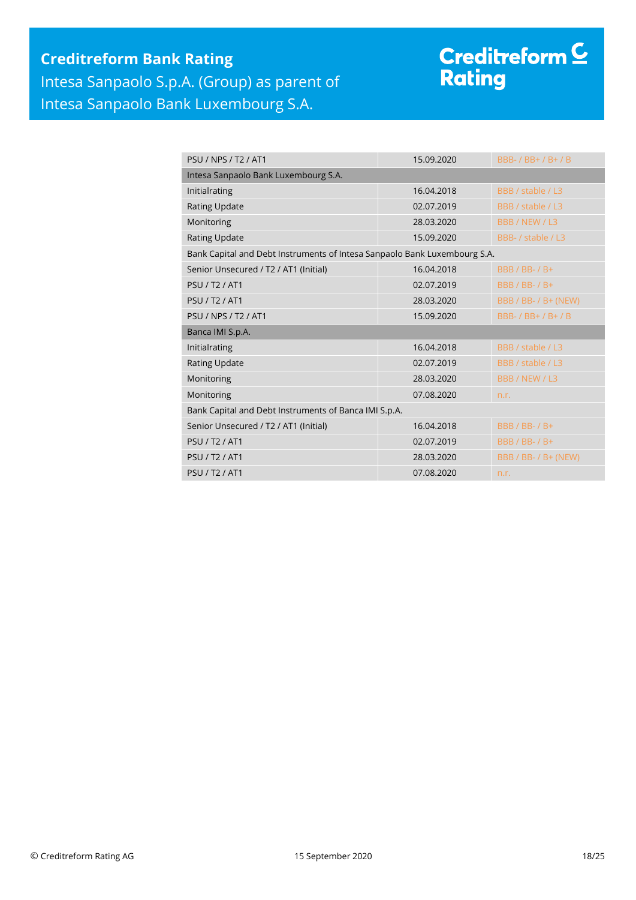| | | |
|---|---|---|
| PSU / NPS / T2 / AT1 | 15.09.2020 | BBB- / BB+ / B+ / B |
| **Intesa Sanpaolo Bank Luxembourg S.A.** | | |
| Initialrating | 16.04.2018 | BBB / stable / L3 |
| Rating Update | 02.07.2019 | BBB / stable / L3 |
| Monitoring | 28.03.2020 | BBB / NEW / L3 |
| Rating Update | 15.09.2020 | BBB- / stable / L3 |
| **Bank Capital and Debt Instruments of Intesa Sanpaolo Bank Luxembourg S.A.** | | |
| Senior Unsecured / T2 / AT1 (Initial) | 16.04.2018 | BBB / BB- / B+ |
| PSU / T2 / AT1 | 02.07.2019 | BBB / BB- / B+ |
| PSU / T2 / AT1 | 28.03.2020 | BBB / BB- / B+ (NEW) |
| PSU / NPS / T2 / AT1 | 15.09.2020 | BBB- / BB+ / B+ / B |
| **Banca IMI S.p.A.** | | |
| Initialrating | 16.04.2018 | BBB / stable / L3 |
| Rating Update | 02.07.2019 | BBB / stable / L3 |
| Monitoring | 28.03.2020 | BBB / NEW / L3 |
| Monitoring | 07.08.2020 | n.r. |
| **Bank Capital and Debt Instruments of Banca IMI S.p.A.** | | |
| Senior Unsecured / T2 / AT1 (Initial) | 16.04.2018 | BBB / BB- / B+ |
| PSU / T2 / AT1 | 02.07.2019 | BBB / BB- / B+ |
| PSU / T2 / AT1 | 28.03.2020 | BBB / BB- / B+ (NEW) |
| PSU / T2 / AT1 | 07.08.2020 | n.r. |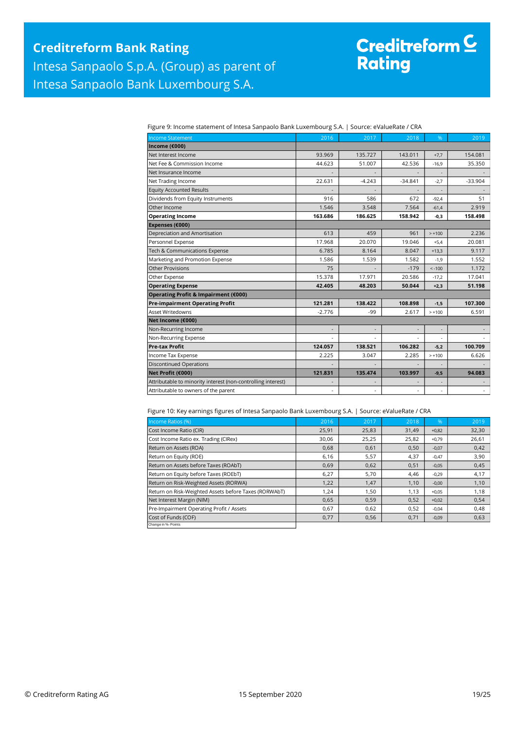Figure 9: Income statement of Intesa Sanpaolo Bank Luxembourg S.A. | Source: eValueRate / CRA

| Income Statement | 2016 | 2017 | 2018 | % | 2019 |
|---|---|---|---|---|---|
| **Income (€000)** | | | | | |
| Net Interest Income | 93.969 | 135.727 | 143.011 | +7,7 | 154.081 |
| Net Fee & Commission Income | 44.623 | 51.007 | 42.536 | -16,9 | 35.350 |
| Net Insurance Income | - | - | - | - | - |
| Net Trading Income | 22.631 | -4.243 | -34.841 | -2,7 | -33.904 |
| Equity Accounted Results | - | - | - | - | - |
| Dividends from Equity Instruments | 916 | 586 | 672 | -92,4 | 51 |
| Other Income | 1.546 | 3.548 | 7.564 | -61,4 | 2.919 |
| **Operating Income** | **163.686** | **186.625** | **158.942** | **-0,3** | **158.498** |
| **Expenses (€000)** | | | | | |
| Depreciation and Amortisation | 613 | 459 | 961 | > +100 | 2.236 |
| Personnel Expense | 17.968 | 20.070 | 19.046 | +5,4 | 20.081 |
| Tech & Communications Expense | 6.785 | 8.164 | 8.047 | +13,3 | 9.117 |
| Marketing and Promotion Expense | 1.586 | 1.539 | 1.582 | -1,9 | 1.552 |
| Other Provisions | 75 | - | -179 | < -100 | 1.172 |
| Other Expense | 15.378 | 17.971 | 20.586 | -17,2 | 17.041 |
| **Operating Expense** | **42.405** | **48.203** | **50.044** | **+2,3** | **51.198** |
| **Operating Profit & Impairment (€000)** | | | | | |
| **Pre-impairment Operating Profit** | **121.281** | **138.422** | **108.898** | **-1,5** | **107.300** |
| Asset Writedowns | -2.776 | -99 | 2.617 | > +100 | 6.591 |
| **Net Income (€000)** | | | | | |
| Non-Recurring Income | - | - | - | - | - |
| Non-Recurring Expense | - | - | - | - | - |
| **Pre-tax Profit** | **124.057** | **138.521** | **106.282** | **-5,2** | **100.709** |
| Income Tax Expense | 2.225 | 3.047 | 2.285 | > +100 | 6.626 |
| Discontinued Operations | - | - | - | - | - |
| **Net Profit (€000)** | **121.831** | **135.474** | **103.997** | **-9,5** | **94.083** |
| Attributable to minority interest (non-controlling interest) | - | - | - | - | - |
| Attributable to owners of the parent | - | - | - | - | - |

Figure 10: Key earnings figures of Intesa Sanpaolo Bank Luxembourg S.A. | Source: eValueRate / CRA

| Income Ratios (%) | 2016 | 2017 | 2018 | % | 2019 |
|---|---|---|---|---|---|
| Cost Income Ratio (CIR) | 25,91 | 25,83 | 31,49 | +0,82 | 32,30 |
| Cost Income Ratio ex. Trading (CIRex) | 30,06 | 25,25 | 25,82 | +0,79 | 26,61 |
| Return on Assets (ROA) | 0,68 | 0,61 | 0,50 | -0,07 | 0,42 |
| Return on Equity (ROE) | 6,16 | 5,57 | 4,37 | -0,47 | 3,90 |
| Return on Assets before Taxes (ROAbT) | 0,69 | 0,62 | 0,51 | -0,05 | 0,45 |
| Return on Equity before Taxes (ROEbT) | 6,27 | 5,70 | 4,46 | -0,29 | 4,17 |
| Return on Risk-Weighted Assets (RORWA) | 1,22 | 1,47 | 1,10 | -0,00 | 1,10 |
| Return on Risk-Weighted Assets before Taxes (RORWAbT) | 1,24 | 1,50 | 1,13 | +0,05 | 1,18 |
| Net Interest Margin (NIM) | 0,65 | 0,59 | 0,52 | +0,02 | 0,54 |
| Pre-Impairment Operating Profit / Assets | 0,67 | 0,62 | 0,52 | -0,04 | 0,48 |
| Cost of Funds (COF) | 0,77 | 0,56 | 0,71 | -0,09 | 0,63 |

Change in %-Points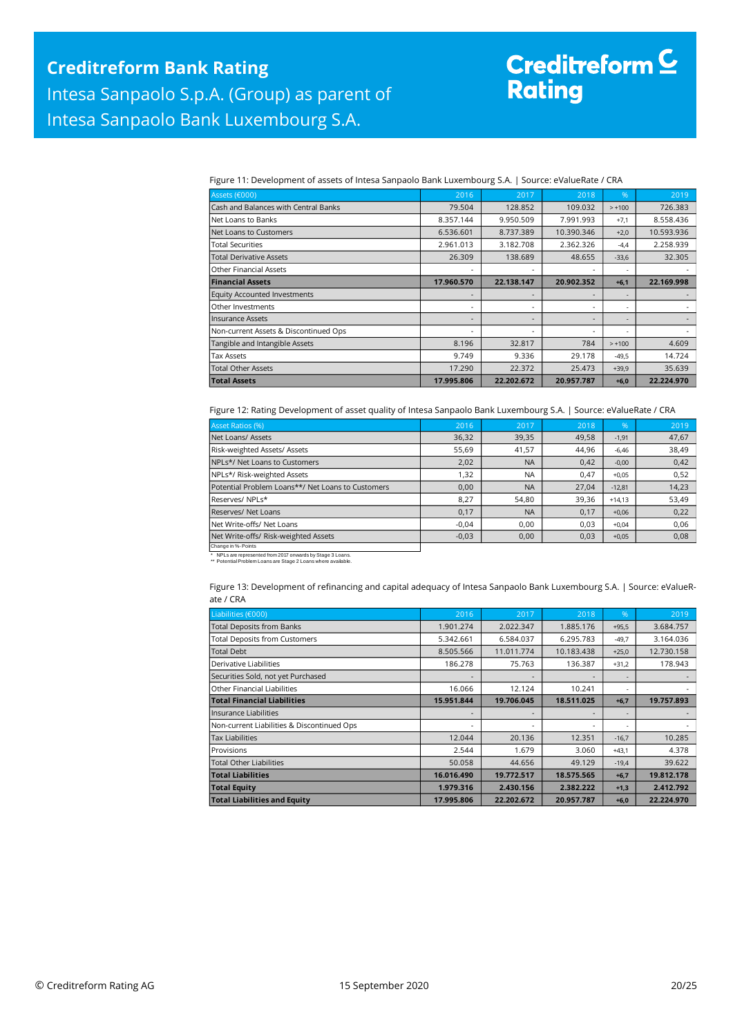Figure 11: Development of assets of Intesa Sanpaolo Bank Luxembourg S.A. | Source: eValueRate / CRA

| Assets (€000) | 2016 | 2017 | 2018 | % | 2019 |
|---|---|---|---|---|---|
| Cash and Balances with Central Banks | 79.504 | 128.852 | 109.032 | > +100 | 726.383 |
| Net Loans to Banks | 8.357.144 | 9.950.509 | 7.991.993 | +7,1 | 8.558.436 |
| Net Loans to Customers | 6.536.601 | 8.737.389 | 10.390.346 | +2,0 | 10.593.936 |
| Total Securities | 2.961.013 | 3.182.708 | 2.362.326 | -4,4 | 2.258.939 |
| Total Derivative Assets | 26.309 | 138.689 | 48.655 | -33,6 | 32.305 |
| Other Financial Assets | - | - | - | - | - |
| **Financial Assets** | **17.960.570** | **22.138.147** | **20.902.352** | **+6,1** | **22.169.998** |
| Equity Accounted Investments | - | - | - | - | - |
| Other Investments | - | - | - | - | - |
| Insurance Assets | - | - | - | - | - |
| Non-current Assets & Discontinued Ops | - | - | - | - | - |
| Tangible and Intangible Assets | 8.196 | 32.817 | 784 | > +100 | 4.609 |
| Tax Assets | 9.749 | 9.336 | 29.178 | -49,5 | 14.724 |
| Total Other Assets | 17.290 | 22.372 | 25.473 | +39,9 | 35.639 |
| **Total Assets** | **17.995.806** | **22.202.672** | **20.957.787** | **+6,0** | **22.224.970** |

Figure 12: Rating Development of asset quality of Intesa Sanpaolo Bank Luxembourg S.A. | Source: eValueRate / CRA

| Asset Ratios (%) | 2016 | 2017 | 2018 | % | 2019 |
|---|---|---|---|---|---|
| Net Loans/ Assets | 36,32 | 39,35 | 49,58 | -1,91 | 47,67 |
| Risk-weighted Assets/ Assets | 55,69 | 41,57 | 44,96 | -6,46 | 38,49 |
| NPLs*/ Net Loans to Customers | 2,02 | NA | 0,42 | -0,00 | 0,42 |
| NPLs*/ Risk-weighted Assets | 1,32 | NA | 0,47 | +0,05 | 0,52 |
| Potential Problem Loans**/ Net Loans to Customers | 0,00 | NA | 27,04 | -12,81 | 14,23 |
| Reserves/ NPLs* | 8,27 | 54,80 | 39,36 | +14,13 | 53,49 |
| Reserves/ Net Loans | 0,17 | NA | 0,17 | +0,06 | 0,22 |
| Net Write-offs/ Net Loans | -0,04 | 0,00 | 0,03 | +0,04 | 0,06 |
| Net Write-offs/ Risk-weighted Assets | -0,03 | 0,00 | 0,03 | +0,05 | 0,08 |

Change in %- Points

\* NPLs are represented from 2017 onwards by Stage 3 Loans.
\*\* Potential Problem Loans are Stage 2 Loans where available.

Figure 13: Development of refinancing and capital adequacy of Intesa Sanpaolo Bank Luxembourg S.A. | Source: eValueRate / CRA

| Liabilities (€000) | 2016 | 2017 | 2018 | % | 2019 |
|---|---|---|---|---|---|
| Total Deposits from Banks | 1.901.274 | 2.022.347 | 1.885.176 | +95,5 | 3.684.757 |
| Total Deposits from Customers | 5.342.661 | 6.584.037 | 6.295.783 | -49,7 | 3.164.036 |
| Total Debt | 8.505.566 | 11.011.774 | 10.183.438 | +25,0 | 12.730.158 |
| Derivative Liabilities | 186.278 | 75.763 | 136.387 | +31,2 | 178.943 |
| Securities Sold, not yet Purchased | - | - | - | - | - |
| Other Financial Liabilities | 16.066 | 12.124 | 10.241 | - | - |
| **Total Financial Liabilities** | **15.951.844** | **19.706.045** | **18.511.025** | **+6,7** | **19.757.893** |
| Insurance Liabilities | - | - | - | - | - |
| Non-current Liabilities & Discontinued Ops | - | - | - | - | - |
| Tax Liabilities | 12.044 | 20.136 | 12.351 | -16,7 | 10.285 |
| Provisions | 2.544 | 1.679 | 3.060 | +43,1 | 4.378 |
| Total Other Liabilities | 50.058 | 44.656 | 49.129 | -19,4 | 39.622 |
| **Total Liabilities** | **16.016.490** | **19.772.517** | **18.575.565** | **+6,7** | **19.812.178** |
| **Total Equity** | **1.979.316** | **2.430.156** | **2.382.222** | **+1,3** | **2.412.792** |
| **Total Liabilities and Equity** | **17.995.806** | **22.202.672** | **20.957.787** | **+6,0** | **22.224.970** |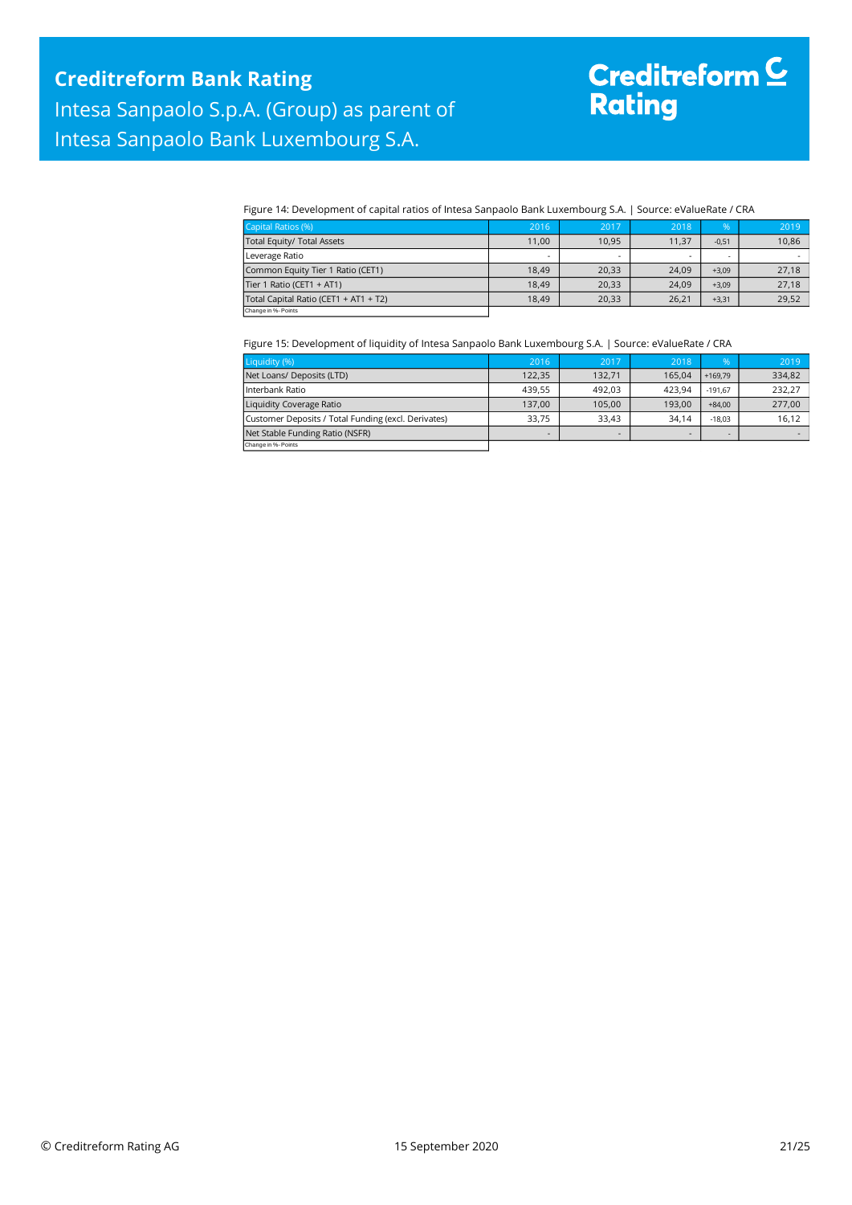Figure 14: Development of capital ratios of Intesa Sanpaolo Bank Luxembourg S.A. | Source: eValueRate / CRA

| Capital Ratios (%) | 2016 | 2017 | 2018 | % | 2019 |
|---|---|---|---|---|---|
| Total Equity/ Total Assets | 11,00 | 10,95 | 11,37 | -0,51 | 10,86 |
| Leverage Ratio | - | - | - | - | - |
| Common Equity Tier 1 Ratio (CET1) | 18,49 | 20,33 | 24,09 | +3,09 | 27,18 |
| Tier 1 Ratio (CET1 + AT1) | 18,49 | 20,33 | 24,09 | +3,09 | 27,18 |
| Total Capital Ratio (CET1 + AT1 + T2) | 18,49 | 20,33 | 26,21 | +3,31 | 29,52 |
| Change in %- Points | | | | | |

Figure 15: Development of liquidity of Intesa Sanpaolo Bank Luxembourg S.A. | Source: eValueRate / CRA

| Liquidity (%) | 2016 | 2017 | 2018 | % | 2019 |
|---|---|---|---|---|---|
| Net Loans/ Deposits (LTD) | 122,35 | 132,71 | 165,04 | +169,79 | 334,82 |
| Interbank Ratio | 439,55 | 492,03 | 423,94 | -191,67 | 232,27 |
| Liquidity Coverage Ratio | 137,00 | 105,00 | 193,00 | +84,00 | 277,00 |
| Customer Deposits / Total Funding (excl. Derivates) | 33,75 | 33,43 | 34,14 | -18,03 | 16,12 |
| Net Stable Funding Ratio (NSFR) | - | - | - | - | - |
| Change in %- Points | | | | | |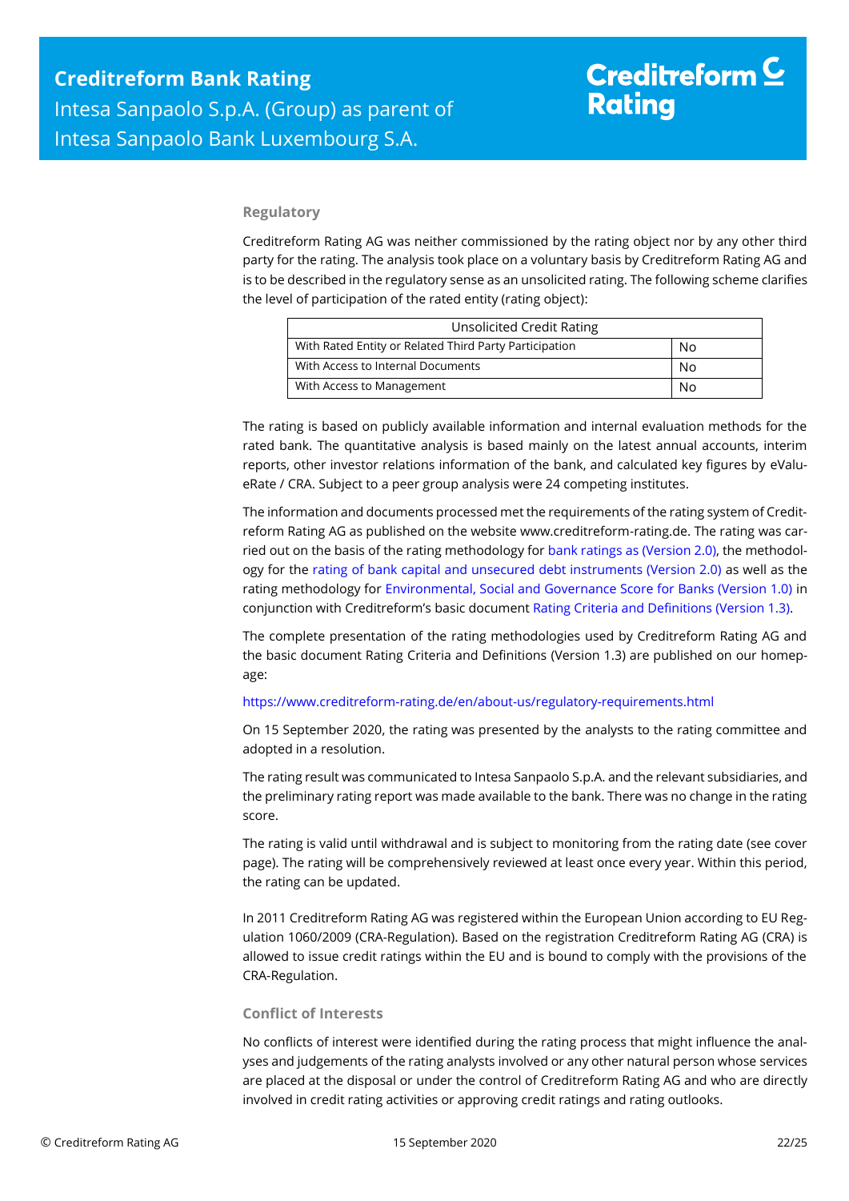## Regulatory

Creditreform Rating AG was neither commissioned by the rating object nor by any other third party for the rating. The analysis took place on a voluntary basis by Creditreform Rating AG and is to be described in the regulatory sense as an unsolicited rating. The following scheme clarifies the level of participation of the rated entity (rating object):

| Unsolicited Credit Rating | |
|---|---|
| With Rated Entity or Related Third Party Participation | No |
| With Access to Internal Documents | No |
| With Access to Management | No |

The rating is based on publicly available information and internal evaluation methods for the rated bank. The quantitative analysis is based mainly on the latest annual accounts, interim reports, other investor relations information of the bank, and calculated key figures by eValueRate / CRA. Subject to a peer group analysis were 24 competing institutes.

The information and documents processed met the requirements of the rating system of Creditreform Rating AG as published on the website www.creditreform-rating.de. The rating was carried out on the basis of the rating methodology for bank ratings as (Version 2.0), the methodology for the rating of bank capital and unsecured debt instruments (Version 2.0) as well as the rating methodology for Environmental, Social and Governance Score for Banks (Version 1.0) in conjunction with Creditreform's basic document Rating Criteria and Definitions (Version 1.3).

The complete presentation of the rating methodologies used by Creditreform Rating AG and the basic document Rating Criteria and Definitions (Version 1.3) are published on our homepage:

https://www.creditreform-rating.de/en/about-us/regulatory-requirements.html

On 15 September 2020, the rating was presented by the analysts to the rating committee and adopted in a resolution.

The rating result was communicated to Intesa Sanpaolo S.p.A. and the relevant subsidiaries, and the preliminary rating report was made available to the bank. There was no change in the rating score.

The rating is valid until withdrawal and is subject to monitoring from the rating date (see cover page). The rating will be comprehensively reviewed at least once every year. Within this period, the rating can be updated.

In 2011 Creditreform Rating AG was registered within the European Union according to EU Regulation 1060/2009 (CRA-Regulation). Based on the registration Creditreform Rating AG (CRA) is allowed to issue credit ratings within the EU and is bound to comply with the provisions of the CRA-Regulation.

## Conflict of Interests

No conflicts of interest were identified during the rating process that might influence the analyses and judgements of the rating analysts involved or any other natural person whose services are placed at the disposal or under the control of Creditreform Rating AG and who are directly involved in credit rating activities or approving credit ratings and rating outlooks.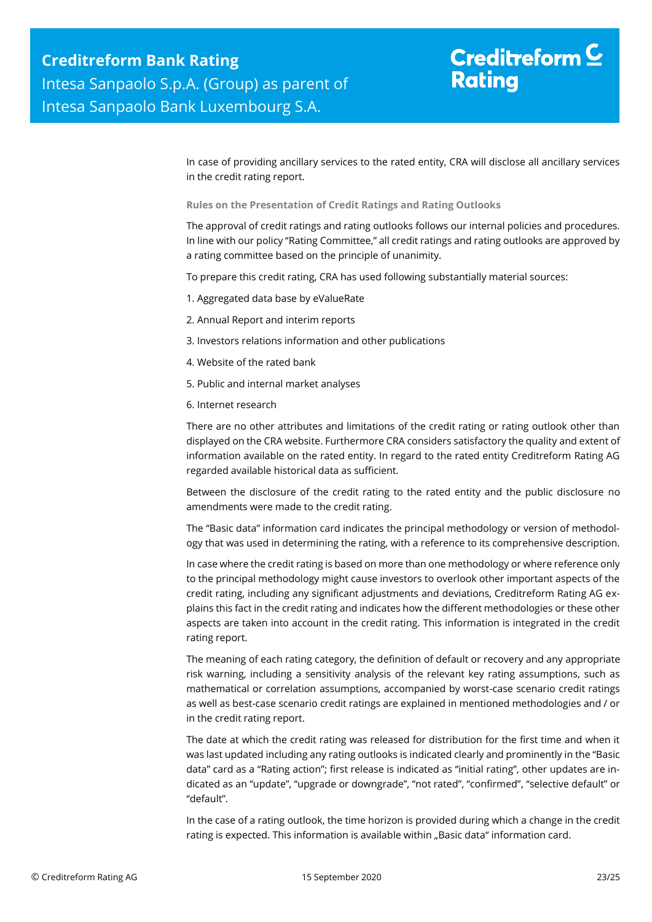In case of providing ancillary services to the rated entity, CRA will disclose all ancillary services in the credit rating report.

**Rules on the Presentation of Credit Ratings and Rating Outlooks**

The approval of credit ratings and rating outlooks follows our internal policies and procedures. In line with our policy "Rating Committee," all credit ratings and rating outlooks are approved by a rating committee based on the principle of unanimity.

To prepare this credit rating, CRA has used following substantially material sources:

1. Aggregated data base by eValueRate
2. Annual Report and interim reports
3. Investors relations information and other publications
4. Website of the rated bank
5. Public and internal market analyses
6. Internet research

There are no other attributes and limitations of the credit rating or rating outlook other than displayed on the CRA website. Furthermore CRA considers satisfactory the quality and extent of information available on the rated entity. In regard to the rated entity Creditreform Rating AG regarded available historical data as sufficient.

Between the disclosure of the credit rating to the rated entity and the public disclosure no amendments were made to the credit rating.

The "Basic data" information card indicates the principal methodology or version of methodology that was used in determining the rating, with a reference to its comprehensive description.

In case where the credit rating is based on more than one methodology or where reference only to the principal methodology might cause investors to overlook other important aspects of the credit rating, including any significant adjustments and deviations, Creditreform Rating AG explains this fact in the credit rating and indicates how the different methodologies or these other aspects are taken into account in the credit rating. This information is integrated in the credit rating report.

The meaning of each rating category, the definition of default or recovery and any appropriate risk warning, including a sensitivity analysis of the relevant key rating assumptions, such as mathematical or correlation assumptions, accompanied by worst-case scenario credit ratings as well as best-case scenario credit ratings are explained in mentioned methodologies and / or in the credit rating report.

The date at which the credit rating was released for distribution for the first time and when it was last updated including any rating outlooks is indicated clearly and prominently in the "Basic data" card as a "Rating action"; first release is indicated as "initial rating", other updates are indicated as an "update", "upgrade or downgrade", "not rated", "confirmed", "selective default" or "default".

In the case of a rating outlook, the time horizon is provided during which a change in the credit rating is expected. This information is available within „Basic data" information card.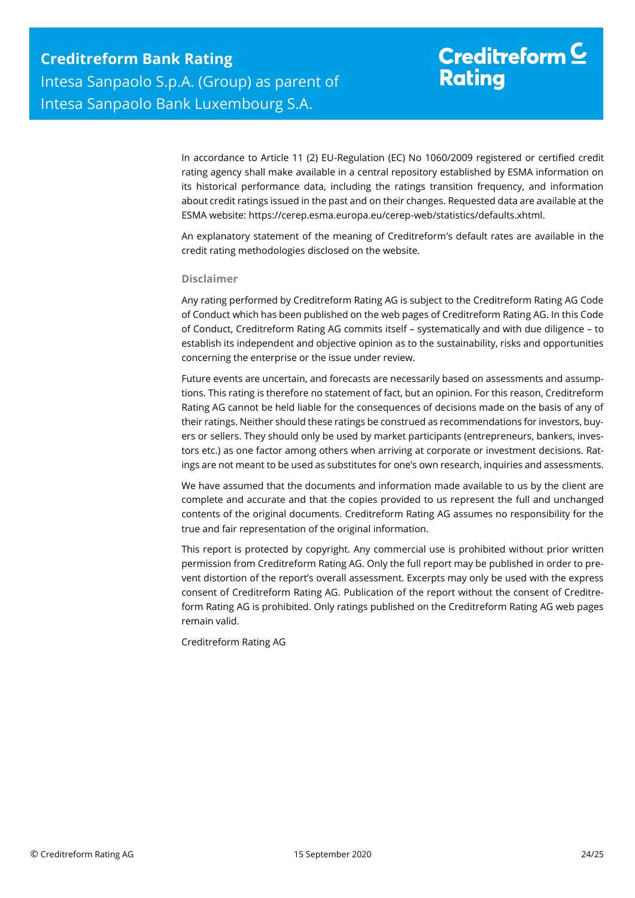In accordance to Article 11 (2) EU-Regulation (EC) No 1060/2009 registered or certified credit rating agency shall make available in a central repository established by ESMA information on its historical performance data, including the ratings transition frequency, and information about credit ratings issued in the past and on their changes. Requested data are available at the ESMA website: https://cerep.esma.europa.eu/cerep-web/statistics/defaults.xhtml.

An explanatory statement of the meaning of Creditreform's default rates are available in the credit rating methodologies disclosed on the website.

### Disclaimer

Any rating performed by Creditreform Rating AG is subject to the Creditreform Rating AG Code of Conduct which has been published on the web pages of Creditreform Rating AG. In this Code of Conduct, Creditreform Rating AG commits itself – systematically and with due diligence – to establish its independent and objective opinion as to the sustainability, risks and opportunities concerning the enterprise or the issue under review.

Future events are uncertain, and forecasts are necessarily based on assessments and assumptions. This rating is therefore no statement of fact, but an opinion. For this reason, Creditreform Rating AG cannot be held liable for the consequences of decisions made on the basis of any of their ratings. Neither should these ratings be construed as recommendations for investors, buyers or sellers. They should only be used by market participants (entrepreneurs, bankers, investors etc.) as one factor among others when arriving at corporate or investment decisions. Ratings are not meant to be used as substitutes for one's own research, inquiries and assessments.

We have assumed that the documents and information made available to us by the client are complete and accurate and that the copies provided to us represent the full and unchanged contents of the original documents. Creditreform Rating AG assumes no responsibility for the true and fair representation of the original information.

This report is protected by copyright. Any commercial use is prohibited without prior written permission from Creditreform Rating AG. Only the full report may be published in order to prevent distortion of the report's overall assessment. Excerpts may only be used with the express consent of Creditreform Rating AG. Publication of the report without the consent of Creditreform Rating AG is prohibited. Only ratings published on the Creditreform Rating AG web pages remain valid.

Creditreform Rating AG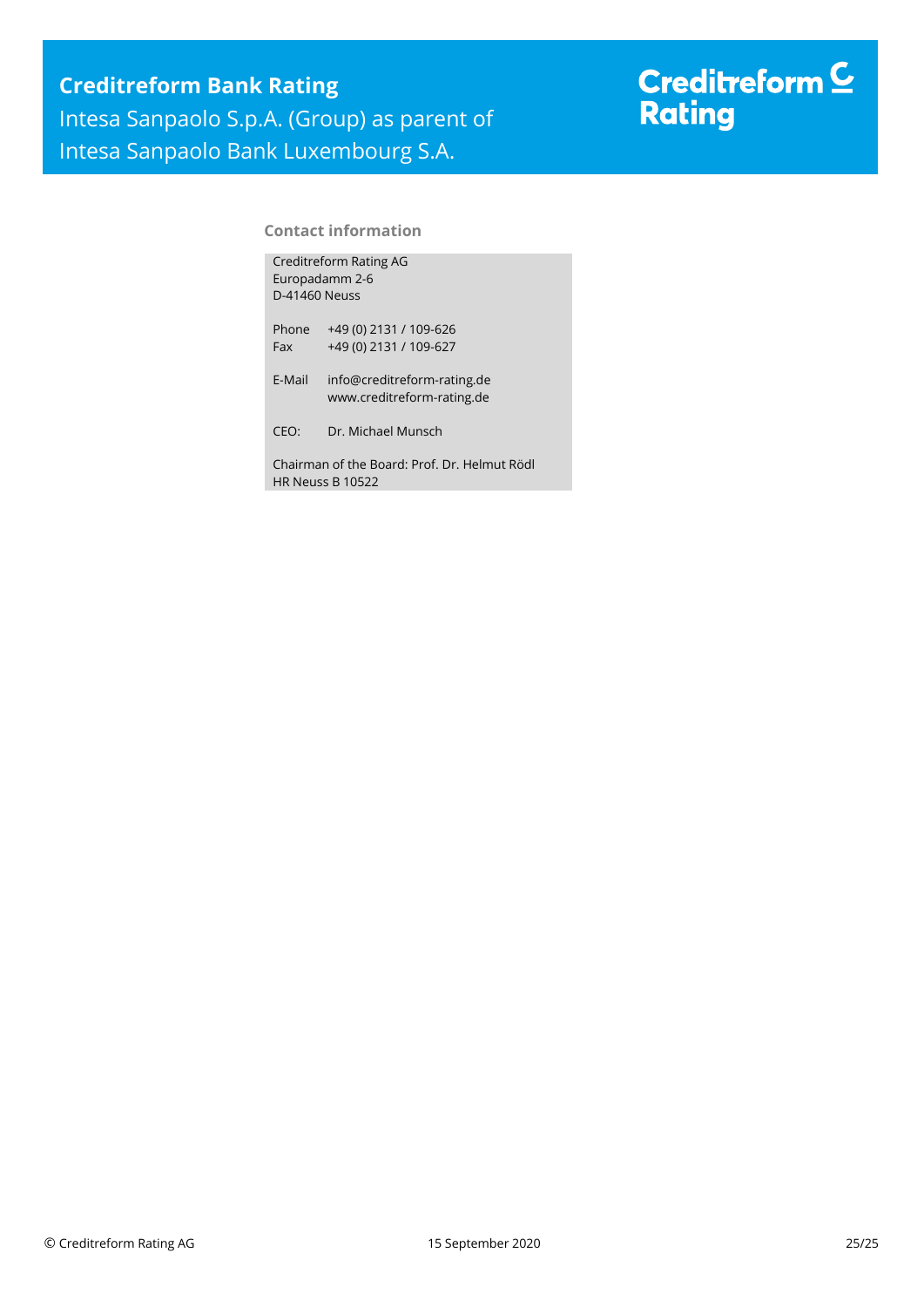## Contact information

Creditreform Rating AG
Europadamm 2-6
D-41460 Neuss

Phone +49 (0) 2131 / 109-626
Fax +49 (0) 2131 / 109-627

E-Mail info@creditreform-rating.de
www.creditreform-rating.de

CEO: Dr. Michael Munsch

Chairman of the Board: Prof. Dr. Helmut Rödl
HR Neuss B 10522